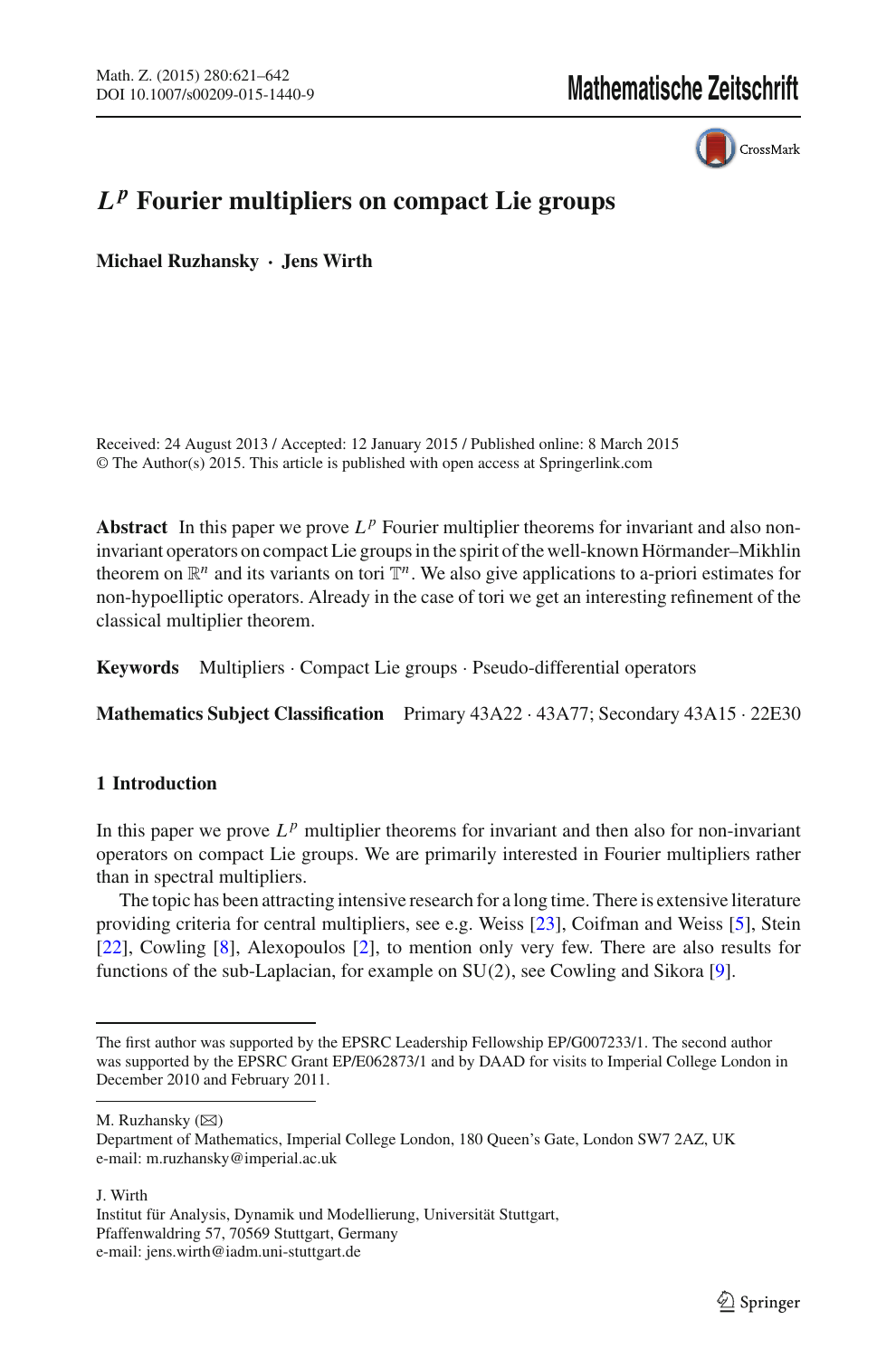# $L^p$ Fourier multipliers on compact Lie groups

**Michael Ruzhansky · Jens Wirth**

Received: 24 August 2013 / Accepted: 12 January 2015 / Published online: 8 March 2015
© The Author(s) 2015. This article is published with open access at Springerlink.com

**Abstract** In this paper we prove $L^p$ Fourier multiplier theorems for invariant and also non-invariant operators on compact Lie groups in the spirit of the well-known Hörmander–Mikhlin theorem on $\mathbb{R}^n$ and its variants on tori $\mathbb{T}^n$. We also give applications to a-priori estimates for non-hypoelliptic operators. Already in the case of tori we get an interesting refinement of the classical multiplier theorem.

**Keywords** Multipliers · Compact Lie groups · Pseudo-differential operators

**Mathematics Subject Classification** Primary 43A22 · 43A77; Secondary 43A15 · 22E30

## 1 Introduction

In this paper we prove $L^p$ multiplier theorems for invariant and then also for non-invariant operators on compact Lie groups. We are primarily interested in Fourier multipliers rather than in spectral multipliers.

The topic has been attracting intensive research for a long time. There is extensive literature providing criteria for central multipliers, see e.g. Weiss [23], Coifman and Weiss [5], Stein [22], Cowling [8], Alexopoulos [2], to mention only very few. There are also results for functions of the sub-Laplacian, for example on SU(2), see Cowling and Sikora [9].

---

The first author was supported by the EPSRC Leadership Fellowship EP/G007233/1. The second author was supported by the EPSRC Grant EP/E062873/1 and by DAAD for visits to Imperial College London in December 2010 and February 2011.

M. Ruzhansky (✉)
Department of Mathematics, Imperial College London, 180 Queen's Gate, London SW7 2AZ, UK
e-mail: m.ruzhansky@imperial.ac.uk

J. Wirth
Institut für Analysis, Dynamik und Modellierung, Universität Stuttgart,
Pfaffenwaldring 57, 70569 Stuttgart, Germany
e-mail: jens.wirth@iadm.uni-stuttgart.de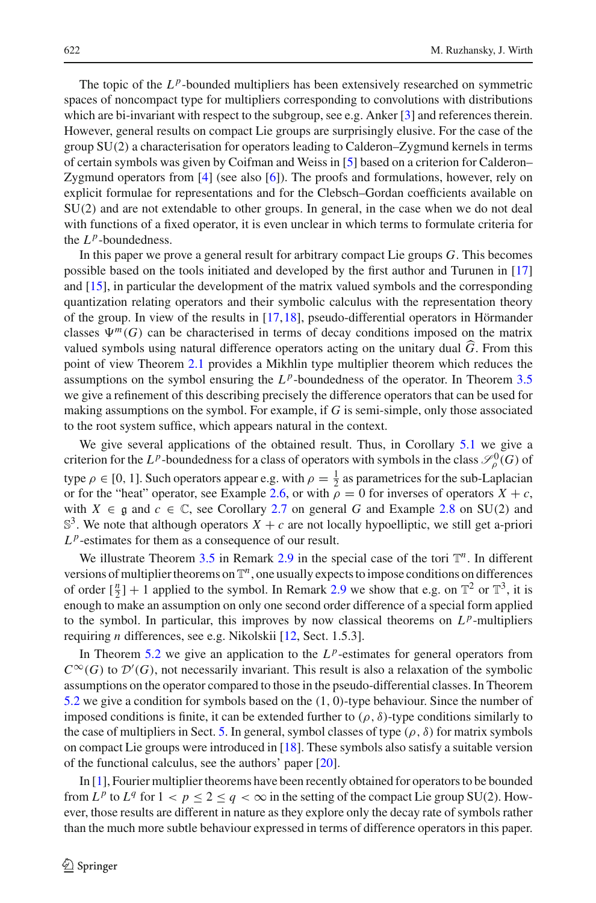The topic of the $L^p$-bounded multipliers has been extensively researched on symmetric spaces of noncompact type for multipliers corresponding to convolutions with distributions which are bi-invariant with respect to the subgroup, see e.g. Anker [3] and references therein. However, general results on compact Lie groups are surprisingly elusive. For the case of the group SU(2) a characterisation for operators leading to Calderon–Zygmund kernels in terms of certain symbols was given by Coifman and Weiss in [5] based on a criterion for Calderon–Zygmund operators from [4] (see also [6]). The proofs and formulations, however, rely on explicit formulae for representations and for the Clebsch–Gordan coefficients available on SU(2) and are not extendable to other groups. In general, in the case when we do not deal with functions of a fixed operator, it is even unclear in which terms to formulate criteria for the $L^p$-boundedness.

In this paper we prove a general result for arbitrary compact Lie groups $G$. This becomes possible based on the tools initiated and developed by the first author and Turunen in [17] and [15], in particular the development of the matrix valued symbols and the corresponding quantization relating operators and their symbolic calculus with the representation theory of the group. In view of the results in [17,18], pseudo-differential operators in Hörmander classes $\Psi^m(G)$ can be characterised in terms of decay conditions imposed on the matrix valued symbols using natural difference operators acting on the unitary dual $\widehat{G}$. From this point of view Theorem 2.1 provides a Mikhlin type multiplier theorem which reduces the assumptions on the symbol ensuring the $L^p$-boundedness of the operator. In Theorem 3.5 we give a refinement of this describing precisely the difference operators that can be used for making assumptions on the symbol. For example, if $G$ is semi-simple, only those associated to the root system suffice, which appears natural in the context.

We give several applications of the obtained result. Thus, in Corollary 5.1 we give a criterion for the $L^p$-boundedness for a class of operators with symbols in the class $\mathscr{S}^0_\rho(G)$ of type $\rho \in [0, 1]$. Such operators appear e.g. with $\rho = \frac{1}{2}$ as parametrices for the sub-Laplacian or for the "heat" operator, see Example 2.6, or with $\rho = 0$ for inverses of operators $X + c$, with $X \in \mathfrak{g}$ and $c \in \mathbb{C}$, see Corollary 2.7 on general $G$ and Example 2.8 on SU(2) and $\mathbb{S}^3$. We note that although operators $X + c$ are not locally hypoelliptic, we still get a-priori $L^p$-estimates for them as a consequence of our result.

We illustrate Theorem 3.5 in Remark 2.9 in the special case of the tori $\mathbb{T}^n$. In different versions of multiplier theorems on $\mathbb{T}^n$, one usually expects to impose conditions on differences of order $[\frac{n}{2}] + 1$ applied to the symbol. In Remark 2.9 we show that e.g. on $\mathbb{T}^2$ or $\mathbb{T}^3$, it is enough to make an assumption on only one second order difference of a special form applied to the symbol. In particular, this improves by now classical theorems on $L^p$-multipliers requiring $n$ differences, see e.g. Nikolskii [12, Sect. 1.5.3].

In Theorem 5.2 we give an application to the $L^p$-estimates for general operators from $C^\infty(G)$ to $\mathcal{D}'(G)$, not necessarily invariant. This result is also a relaxation of the symbolic assumptions on the operator compared to those in the pseudo-differential classes. In Theorem 5.2 we give a condition for symbols based on the $(1, 0)$-type behaviour. Since the number of imposed conditions is finite, it can be extended further to $(\rho, \delta)$-type conditions similarly to the case of multipliers in Sect. 5. In general, symbol classes of type $(\rho, \delta)$ for matrix symbols on compact Lie groups were introduced in [18]. These symbols also satisfy a suitable version of the functional calculus, see the authors' paper [20].

In [1], Fourier multiplier theorems have been recently obtained for operators to be bounded from $L^p$ to $L^q$ for $1 < p \leq 2 \leq q < \infty$ in the setting of the compact Lie group SU(2). However, those results are different in nature as they explore only the decay rate of symbols rather than the much more subtle behaviour expressed in terms of difference operators in this paper.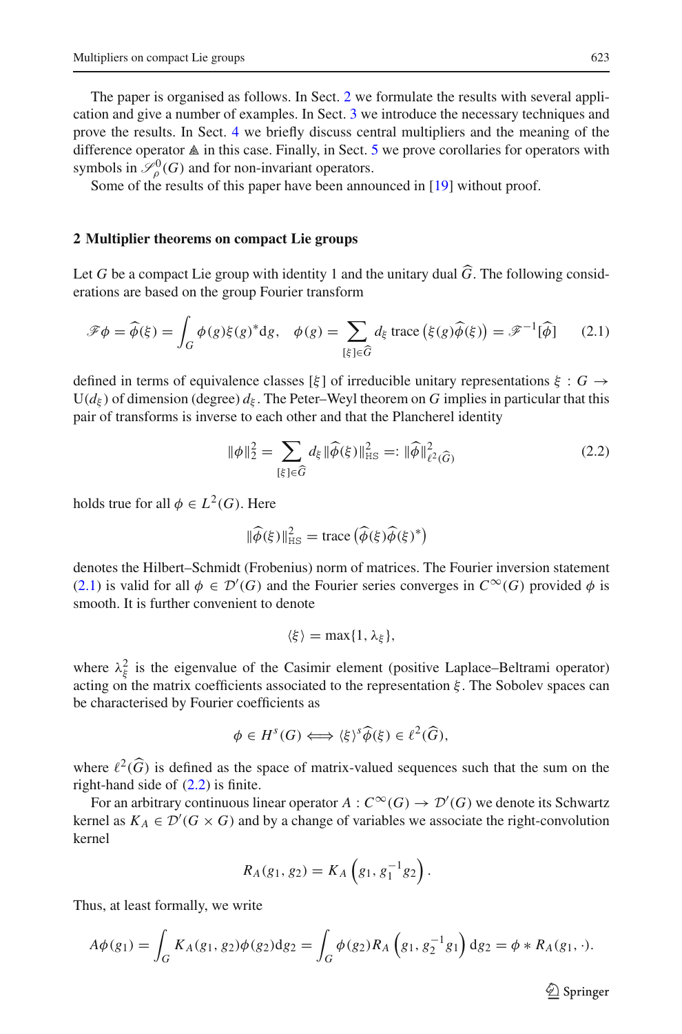The paper is organised as follows. In Sect. 2 we formulate the results with several application and give a number of examples. In Sect. 3 we introduce the necessary techniques and prove the results. In Sect. 4 we briefly discuss central multipliers and the meaning of the difference operator $\mathbb{A}$ in this case. Finally, in Sect. 5 we prove corollaries for operators with symbols in $\mathscr{S}^0_\rho(G)$ and for non-invariant operators.

Some of the results of this paper have been announced in [19] without proof.

## 2 Multiplier theorems on compact Lie groups

Let $G$ be a compact Lie group with identity 1 and the unitary dual $\widehat{G}$. The following considerations are based on the group Fourier transform

$$\mathscr{F}\phi = \widehat{\phi}(\xi) = \int_G \phi(g)\xi(g)^* \mathrm{d}g, \quad \phi(g) = \sum_{[\xi]\in\widehat{G}} d_\xi \operatorname{trace}\left(\xi(g)\widehat{\phi}(\xi)\right) = \mathscr{F}^{-1}[\widehat{\phi}] \tag{2.1}$$

defined in terms of equivalence classes $[\xi]$ of irreducible unitary representations $\xi : G \to \mathrm{U}(d_\xi)$ of dimension (degree) $d_\xi$. The Peter–Weyl theorem on $G$ implies in particular that this pair of transforms is inverse to each other and that the Plancherel identity

$$\|\phi\|_2^2 = \sum_{[\xi]\in\widehat{G}} d_\xi \|\widehat{\phi}(\xi)\|_{\mathrm{HS}}^2 =: \|\widehat{\phi}\|^2_{\ell^2(\widehat{G})} \tag{2.2}$$

holds true for all $\phi \in L^2(G)$. Here

$$\|\widehat{\phi}(\xi)\|_{\mathrm{HS}}^2 = \operatorname{trace}\left(\widehat{\phi}(\xi)\widehat{\phi}(\xi)^*\right)$$

denotes the Hilbert–Schmidt (Frobenius) norm of matrices. The Fourier inversion statement (2.1) is valid for all $\phi \in \mathcal{D}'(G)$ and the Fourier series converges in $C^\infty(G)$ provided $\phi$ is smooth. It is further convenient to denote

$$\langle\xi\rangle = \max\{1, \lambda_\xi\},$$

where $\lambda_\xi^2$ is the eigenvalue of the Casimir element (positive Laplace–Beltrami operator) acting on the matrix coefficients associated to the representation $\xi$. The Sobolev spaces can be characterised by Fourier coefficients as

$$\phi \in H^s(G) \iff \langle\xi\rangle^s\widehat{\phi}(\xi) \in \ell^2(\widehat{G}),$$

where $\ell^2(\widehat{G})$ is defined as the space of matrix-valued sequences such that the sum on the right-hand side of (2.2) is finite.

For an arbitrary continuous linear operator $A : C^\infty(G) \to \mathcal{D}'(G)$ we denote its Schwartz kernel as $K_A \in \mathcal{D}'(G \times G)$ and by a change of variables we associate the right-convolution kernel

$$R_A(g_1, g_2) = K_A\left(g_1, g_1^{-1}g_2\right).$$

Thus, at least formally, we write

$$A\phi(g_1) = \int_G K_A(g_1, g_2)\phi(g_2)\mathrm{d}g_2 = \int_G \phi(g_2)R_A\left(g_1, g_2^{-1}g_1\right)\mathrm{d}g_2 = \phi * R_A(g_1, \cdot).$$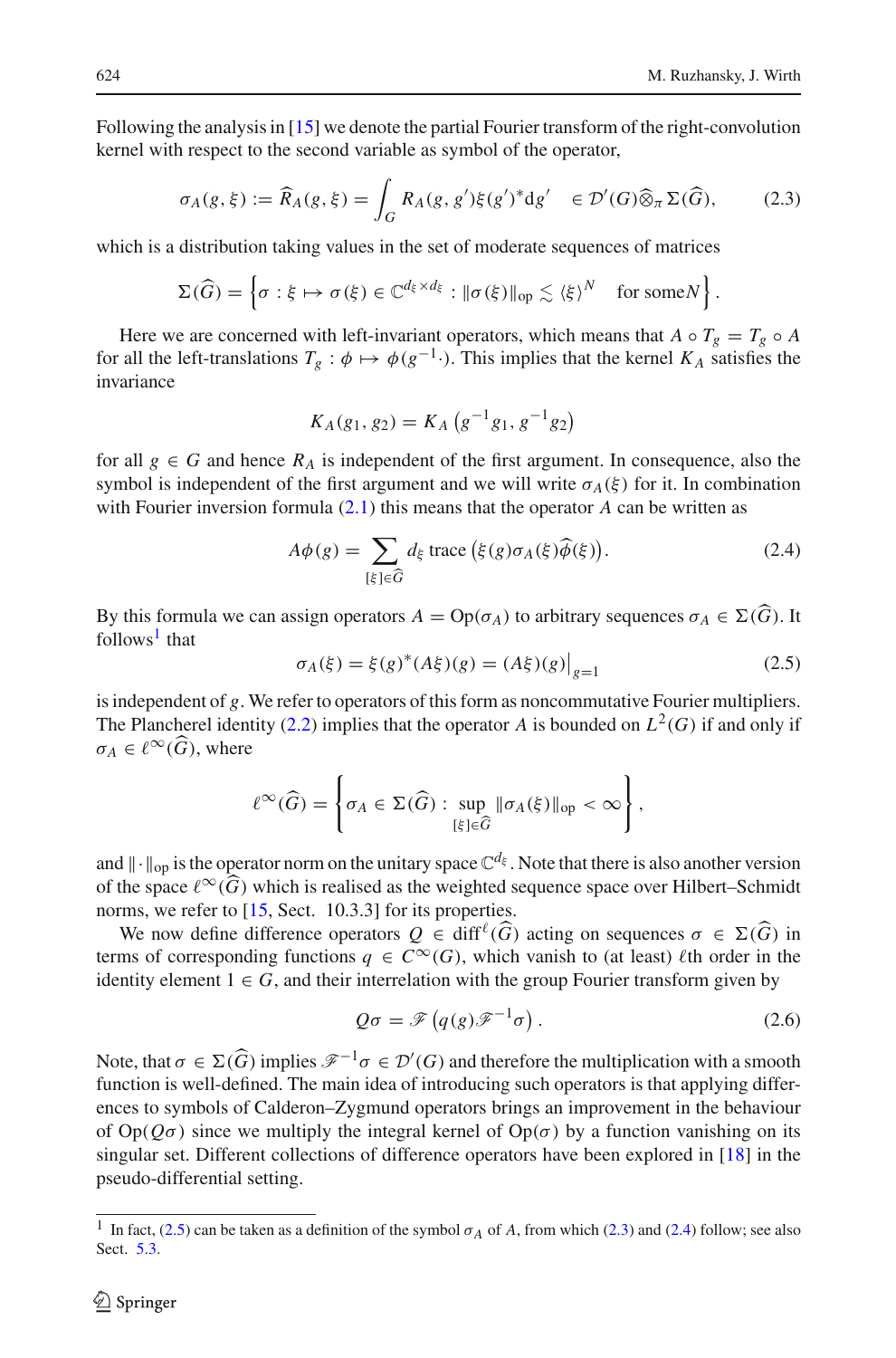Following the analysis in [15] we denote the partial Fourier transform of the right-convolution kernel with respect to the second variable as symbol of the operator,

$$\sigma_A(g,\xi) := \widehat{R}_A(g,\xi) = \int_G R_A(g,g')\xi(g')^* \mathrm{d}g' \quad \in \mathcal{D}'(G)\widehat{\otimes}_\pi \Sigma(\widehat{G}), \tag{2.3}$$

which is a distribution taking values in the set of moderate sequences of matrices

$$\Sigma(\widehat{G}) = \left\{ \sigma : \xi \mapsto \sigma(\xi) \in \mathbb{C}^{d_\xi \times d_\xi} : \|\sigma(\xi)\|_{\mathrm{op}} \lesssim \langle \xi \rangle^N \quad \text{for some} N \right\}.$$

Here we are concerned with left-invariant operators, which means that $A \circ T_g = T_g \circ A$ for all the left-translations $T_g : \phi \mapsto \phi(g^{-1}\cdot)$. This implies that the kernel $K_A$ satisfies the invariance

$$K_A(g_1, g_2) = K_A\left(g^{-1}g_1, g^{-1}g_2\right)$$

for all $g \in G$ and hence $R_A$ is independent of the first argument. In consequence, also the symbol is independent of the first argument and we will write $\sigma_A(\xi)$ for it. In combination with Fourier inversion formula (2.1) this means that the operator $A$ can be written as

$$A\phi(g) = \sum_{[\xi]\in\widehat{G}} d_\xi \, \mathrm{trace}\left(\xi(g)\sigma_A(\xi)\widehat{\phi}(\xi)\right). \tag{2.4}$$

By this formula we can assign operators $A = \mathrm{Op}(\sigma_A)$ to arbitrary sequences $\sigma_A \in \Sigma(\widehat{G})$. It follows[1] that

$$\sigma_A(\xi) = \xi(g)^*(A\xi)(g) = (A\xi)(g)\big|_{g=1} \tag{2.5}$$

is independent of $g$. We refer to operators of this form as noncommutative Fourier multipliers. The Plancherel identity (2.2) implies that the operator $A$ is bounded on $L^2(G)$ if and only if $\sigma_A \in \ell^\infty(\widehat{G})$, where

$$\ell^\infty(\widehat{G}) = \left\{ \sigma_A \in \Sigma(\widehat{G}) : \sup_{[\xi]\in\widehat{G}} \|\sigma_A(\xi)\|_{\mathrm{op}} < \infty \right\},$$

and $\|\cdot\|_{\mathrm{op}}$ is the operator norm on the unitary space $\mathbb{C}^{d_\xi}$. Note that there is also another version of the space $\ell^\infty(\widehat{G})$ which is realised as the weighted sequence space over Hilbert–Schmidt norms, we refer to [15, Sect. 10.3.3] for its properties.

We now define difference operators $Q \in \mathrm{diff}^\ell(\widehat{G})$ acting on sequences $\sigma \in \Sigma(\widehat{G})$ in terms of corresponding functions $q \in C^\infty(G)$, which vanish to (at least) $\ell$th order in the identity element $1 \in G$, and their interrelation with the group Fourier transform given by

$$Q\sigma = \mathscr{F}\left(q(g)\mathscr{F}^{-1}\sigma\right). \tag{2.6}$$

Note, that $\sigma \in \Sigma(\widehat{G})$ implies $\mathscr{F}^{-1}\sigma \in \mathcal{D}'(G)$ and therefore the multiplication with a smooth function is well-defined. The main idea of introducing such operators is that applying differences to symbols of Calderon–Zygmund operators brings an improvement in the behaviour of $\mathrm{Op}(Q\sigma)$ since we multiply the integral kernel of $\mathrm{Op}(\sigma)$ by a function vanishing on its singular set. Different collections of difference operators have been explored in [18] in the pseudo-differential setting.

---

[1] In fact, (2.5) can be taken as a definition of the symbol $\sigma_A$ of $A$, from which (2.3) and (2.4) follow; see also Sect. 5.3.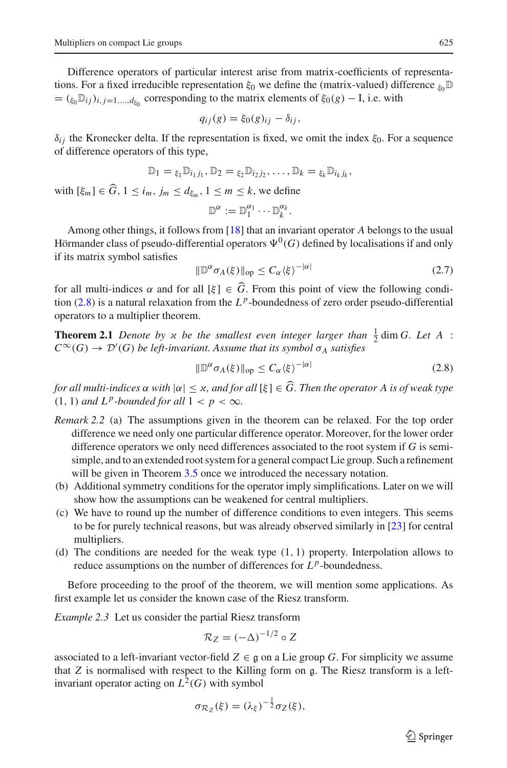Difference operators of particular interest arise from matrix-coefficients of representations. For a fixed irreducible representation $\xi_0$ we define the (matrix-valued) difference ${}_{\xi_0}\mathbb{D} = ({}_{\xi_0}\mathbb{D}_{ij})_{i,j=1,\dots,d_{\xi_0}}$ corresponding to the matrix elements of $\xi_0(g) - \mathrm{I}$, i.e. with

$$q_{ij}(g) = \xi_0(g)_{ij} - \delta_{ij},$$

$\delta_{ij}$ the Kronecker delta. If the representation is fixed, we omit the index $\xi_0$. For a sequence of difference operators of this type,

$$\mathbb{D}_1 = {}_{\xi_1}\mathbb{D}_{i_1 j_1}, \mathbb{D}_2 = {}_{\xi_2}\mathbb{D}_{i_2 j_2}, \dots, \mathbb{D}_k = {}_{\xi_k}\mathbb{D}_{i_k j_k},$$

with $[\xi_m] \in \widehat{G}$, $1 \le i_m, j_m \le d_{\xi_m}$, $1 \le m \le k$, we define

$$\mathbb{D}^\alpha := \mathbb{D}_1^{\alpha_1} \cdots \mathbb{D}_k^{\alpha_k}.$$

Among other things, it follows from [18] that an invariant operator $A$ belongs to the usual Hörmander class of pseudo-differential operators $\Psi^0(G)$ defined by localisations if and only if its matrix symbol satisfies

$$\|\mathbb{D}^\alpha \sigma_A(\xi)\|_{\mathrm{op}} \le C_\alpha \langle \xi \rangle^{-|\alpha|} \tag{2.7}$$

for all multi-indices $\alpha$ and for all $[\xi] \in \widehat{G}$. From this point of view the following condition (2.8) is a natural relaxation from the $L^p$-boundedness of zero order pseudo-differential operators to a multiplier theorem.

**Theorem 2.1** *Denote by $\varkappa$ be the smallest even integer larger than $\frac{1}{2}\dim G$. Let $A : C^\infty(G) \to \mathcal{D}'(G)$ be left-invariant. Assume that its symbol $\sigma_A$ satisfies*

$$\|\mathbb{D}^\alpha \sigma_A(\xi)\|_{\mathrm{op}} \le C_\alpha \langle \xi \rangle^{-|\alpha|} \tag{2.8}$$

*for all multi-indices $\alpha$ with $|\alpha| \le \varkappa$, and for all $[\xi] \in \widehat{G}$. Then the operator $A$ is of weak type $(1, 1)$ and $L^p$-bounded for all $1 < p < \infty$.*

*Remark 2.2* (a) The assumptions given in the theorem can be relaxed. For the top order difference we need only one particular difference operator. Moreover, for the lower order difference operators we only need differences associated to the root system if $G$ is semi-simple, and to an extended root system for a general compact Lie group. Such a refinement will be given in Theorem 3.5 once we introduced the necessary notation.

(b) Additional symmetry conditions for the operator imply simplifications. Later on we will show how the assumptions can be weakened for central multipliers.

(c) We have to round up the number of difference conditions to even integers. This seems to be for purely technical reasons, but was already observed similarly in [23] for central multipliers.

(d) The conditions are needed for the weak type $(1, 1)$ property. Interpolation allows to reduce assumptions on the number of differences for $L^p$-boundedness.

Before proceeding to the proof of the theorem, we will mention some applications. As first example let us consider the known case of the Riesz transform.

*Example 2.3* Let us consider the partial Riesz transform

$$\mathcal{R}_Z = (-\Delta)^{-1/2} \circ Z$$

associated to a left-invariant vector-field $Z \in \mathfrak{g}$ on a Lie group $G$. For simplicity we assume that $Z$ is normalised with respect to the Killing form on $\mathfrak{g}$. The Riesz transform is a left-invariant operator acting on $L^2(G)$ with symbol

$$\sigma_{\mathcal{R}_Z}(\xi) = (\lambda_\xi)^{-\frac{1}{2}} \sigma_Z(\xi),$$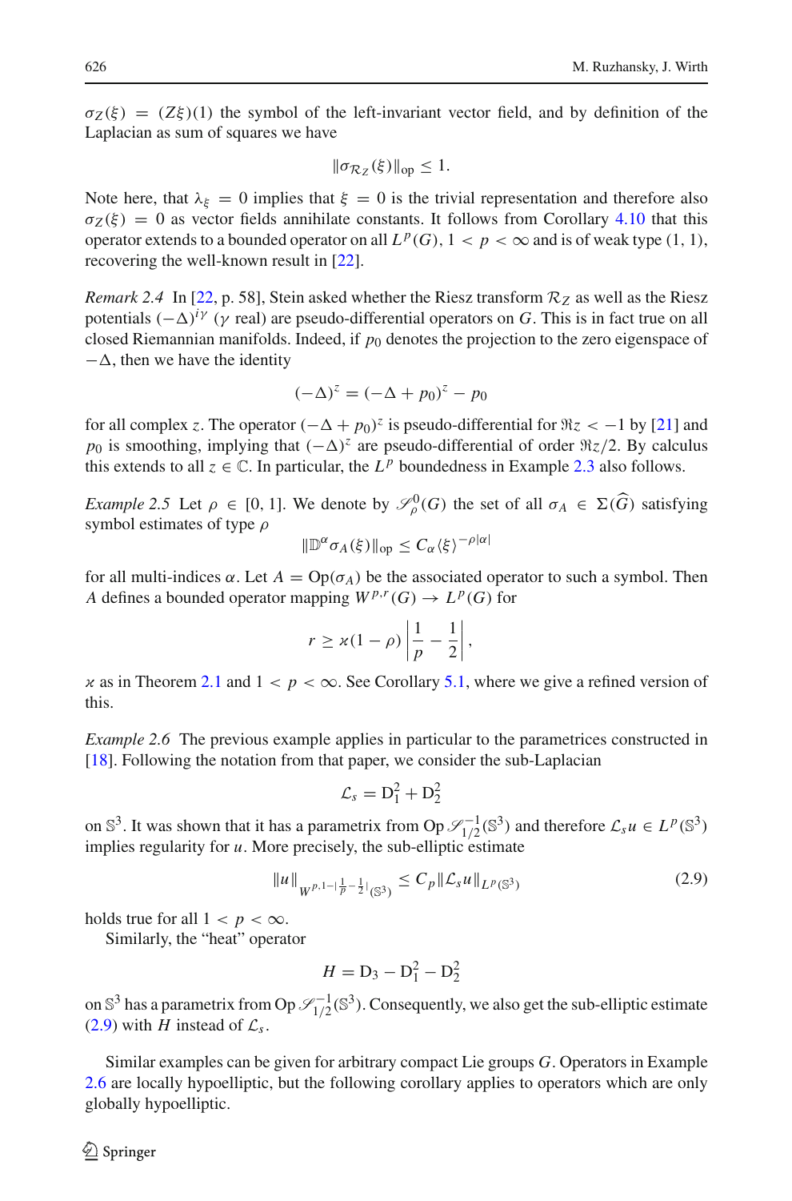$\sigma_Z(\xi) = (Z\xi)(1)$ the symbol of the left-invariant vector field, and by definition of the Laplacian as sum of squares we have

$$\|\sigma_{\mathcal{R}_Z}(\xi)\|_{\text{op}} \leq 1.$$

Note here, that $\lambda_\xi = 0$ implies that $\xi = 0$ is the trivial representation and therefore also $\sigma_Z(\xi) = 0$ as vector fields annihilate constants. It follows from Corollary 4.10 that this operator extends to a bounded operator on all $L^p(G)$, $1 < p < \infty$ and is of weak type $(1, 1)$, recovering the well-known result in [22].

*Remark 2.4* In [22, p. 58], Stein asked whether the Riesz transform $\mathcal{R}_Z$ as well as the Riesz potentials $(-\Delta)^{i\gamma}$ ($\gamma$ real) are pseudo-differential operators on $G$. This is in fact true on all closed Riemannian manifolds. Indeed, if $p_0$ denotes the projection to the zero eigenspace of $-\Delta$, then we have the identity

$$(-\Delta)^z = (-\Delta + p_0)^z - p_0$$

for all complex $z$. The operator $(-\Delta + p_0)^z$ is pseudo-differential for $\Re z < -1$ by [21] and $p_0$ is smoothing, implying that $(-\Delta)^z$ are pseudo-differential of order $\Re z/2$. By calculus this extends to all $z \in \mathbb{C}$. In particular, the $L^p$ boundedness in Example 2.3 also follows.

*Example 2.5* Let $\rho \in [0, 1]$. We denote by $\mathscr{S}^0_\rho(G)$ the set of all $\sigma_A \in \Sigma(\widehat{G})$ satisfying symbol estimates of type $\rho$

$$\|\mathbb{D}^\alpha \sigma_A(\xi)\|_{\text{op}} \leq C_\alpha \langle \xi \rangle^{-\rho|\alpha|}$$

for all multi-indices $\alpha$. Let $A = \text{Op}(\sigma_A)$ be the associated operator to such a symbol. Then $A$ defines a bounded operator mapping $W^{p,r}(G) \to L^p(G)$ for

$$r \geq \varkappa(1-\rho)\left|\frac{1}{p} - \frac{1}{2}\right|,$$

$\varkappa$ as in Theorem 2.1 and $1 < p < \infty$. See Corollary 5.1, where we give a refined version of this.

*Example 2.6* The previous example applies in particular to the parametrices constructed in [18]. Following the notation from that paper, we consider the sub-Laplacian

$$\mathcal{L}_s = \mathrm{D}_1^2 + \mathrm{D}_2^2$$

on $\mathbb{S}^3$. It was shown that it has a parametrix from $\text{Op}\,\mathscr{S}^{-1}_{1/2}(\mathbb{S}^3)$ and therefore $\mathcal{L}_s u \in L^p(\mathbb{S}^3)$ implies regularity for $u$. More precisely, the sub-elliptic estimate

$$\|u\|_{W^{p,1-|\frac{1}{p}-\frac{1}{2}|}(\mathbb{S}^3)} \leq C_p \|\mathcal{L}_s u\|_{L^p(\mathbb{S}^3)} \tag{2.9}$$

holds true for all $1 < p < \infty$.

Similarly, the "heat" operator

$$H = \mathrm{D}_3 - \mathrm{D}_1^2 - \mathrm{D}_2^2$$

on $\mathbb{S}^3$ has a parametrix from $\text{Op}\,\mathscr{S}^{-1}_{1/2}(\mathbb{S}^3)$. Consequently, we also get the sub-elliptic estimate (2.9) with $H$ instead of $\mathcal{L}_s$.

Similar examples can be given for arbitrary compact Lie groups $G$. Operators in Example 2.6 are locally hypoelliptic, but the following corollary applies to operators which are only globally hypoelliptic.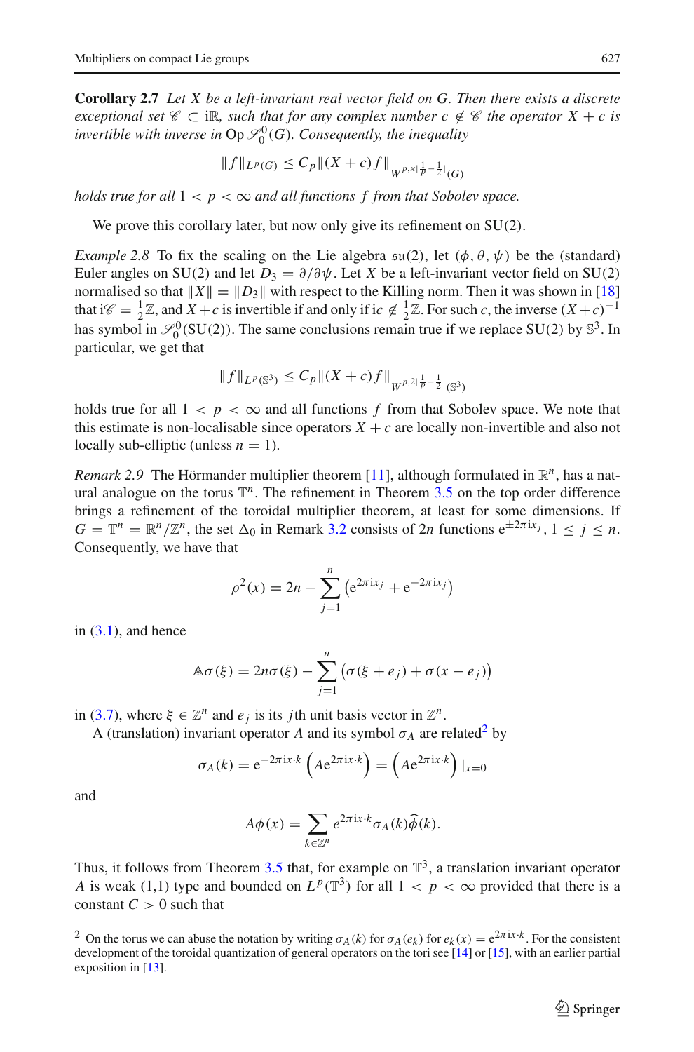**Corollary 2.7** *Let $X$ be a left-invariant real vector field on $G$. Then there exists a discrete exceptional set $\mathscr{C} \subset \mathrm{i}\mathbb{R}$, such that for any complex number $c \notin \mathscr{C}$ the operator $X + c$ is invertible with inverse in* $\mathrm{Op}\, \mathscr{S}_0^0(G)$. *Consequently, the inequality*

$$\|f\|_{L^p(G)} \leq C_p \|(X+c)f\|_{W^{p,\varkappa|\frac{1}{p}-\frac{1}{2}|}(G)}$$

*holds true for all $1 < p < \infty$ and all functions $f$ from that Sobolev space.*

We prove this corollary later, but now only give its refinement on SU(2).

*Example 2.8* To fix the scaling on the Lie algebra $\mathfrak{su}(2)$, let $(\phi, \theta, \psi)$ be the (standard) Euler angles on SU(2) and let $D_3 = \partial/\partial\psi$. Let $X$ be a left-invariant vector field on SU(2) normalised so that $\|X\| = \|D_3\|$ with respect to the Killing norm. Then it was shown in [18] that $\mathrm{i}\mathscr{C} = \frac{1}{2}\mathbb{Z}$, and $X + c$ is invertible if and only if $\mathrm{i}c \notin \frac{1}{2}\mathbb{Z}$. For such $c$, the inverse $(X+c)^{-1}$ has symbol in $\mathscr{S}_0^0(\mathrm{SU}(2))$. The same conclusions remain true if we replace SU(2) by $\mathbb{S}^3$. In particular, we get that

$$\|f\|_{L^p(\mathbb{S}^3)} \leq C_p \|(X+c)f\|_{W^{p,2|\frac{1}{p}-\frac{1}{2}|}(\mathbb{S}^3)}$$

holds true for all $1 < p < \infty$ and all functions $f$ from that Sobolev space. We note that this estimate is non-localisable since operators $X + c$ are locally non-invertible and also not locally sub-elliptic (unless $n = 1$).

*Remark 2.9* The Hörmander multiplier theorem [11], although formulated in $\mathbb{R}^n$, has a natural analogue on the torus $\mathbb{T}^n$. The refinement in Theorem 3.5 on the top order difference brings a refinement of the toroidal multiplier theorem, at least for some dimensions. If $G = \mathbb{T}^n = \mathbb{R}^n/\mathbb{Z}^n$, the set $\Delta_0$ in Remark 3.2 consists of $2n$ functions $\mathrm{e}^{\pm 2\pi \mathrm{i} x_j}$, $1 \leq j \leq n$. Consequently, we have that

$$\rho^2(x) = 2n - \sum_{j=1}^{n} \left(\mathrm{e}^{2\pi \mathrm{i} x_j} + \mathrm{e}^{-2\pi \mathrm{i} x_j}\right)$$

in (3.1), and hence

$$\mathbb{A}\sigma(\xi) = 2n\sigma(\xi) - \sum_{j=1}^{n} \left(\sigma(\xi + e_j) + \sigma(x - e_j)\right)$$

in (3.7), where $\xi \in \mathbb{Z}^n$ and $e_j$ is its $j$th unit basis vector in $\mathbb{Z}^n$.

A (translation) invariant operator $A$ and its symbol $\sigma_A$ are related[2] by

$$\sigma_A(k) = \mathrm{e}^{-2\pi \mathrm{i} x \cdot k} \left(A \mathrm{e}^{2\pi \mathrm{i} x \cdot k}\right) = \left(A \mathrm{e}^{2\pi \mathrm{i} x \cdot k}\right)|_{x=0}$$

and

$$A\phi(x) = \sum_{k \in \mathbb{Z}^n} e^{2\pi \mathrm{i} x \cdot k} \sigma_A(k) \widehat{\phi}(k).$$

Thus, it follows from Theorem 3.5 that, for example on $\mathbb{T}^3$, a translation invariant operator $A$ is weak (1,1) type and bounded on $L^p(\mathbb{T}^3)$ for all $1 < p < \infty$ provided that there is a constant $C > 0$ such that

[2] On the torus we can abuse the notation by writing $\sigma_A(k)$ for $\sigma_A(e_k)$ for $e_k(x) = \mathrm{e}^{2\pi \mathrm{i} x \cdot k}$. For the consistent development of the toroidal quantization of general operators on the tori see [14] or [15], with an earlier partial exposition in [13].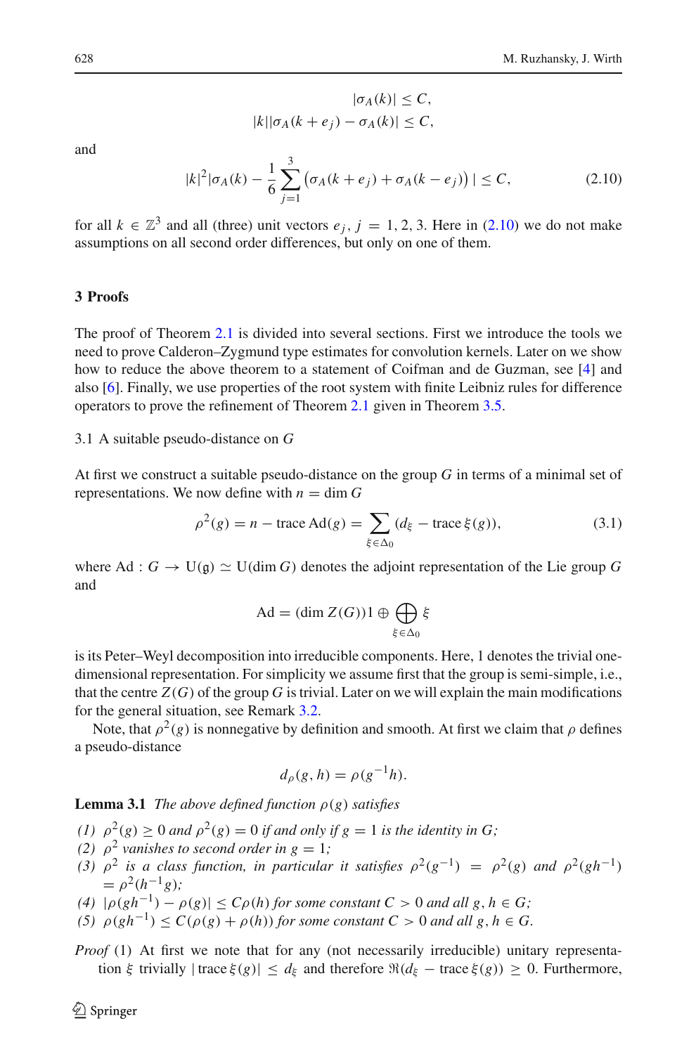$$|\sigma_A(k)| \le C,$$

$$|k||\sigma_A(k+e_j) - \sigma_A(k)| \le C,$$

and

$$|k|^2|\sigma_A(k) - \frac{1}{6}\sum_{j=1}^{3}\big(\sigma_A(k+e_j) + \sigma_A(k-e_j)\big)| \le C, \tag{2.10}$$

for all $k \in \mathbb{Z}^3$ and all (three) unit vectors $e_j$, $j = 1, 2, 3$. Here in (2.10) we do not make assumptions on all second order differences, but only on one of them.

## 3 Proofs

The proof of Theorem 2.1 is divided into several sections. First we introduce the tools we need to prove Calderon–Zygmund type estimates for convolution kernels. Later on we show how to reduce the above theorem to a statement of Coifman and de Guzman, see [4] and also [6]. Finally, we use properties of the root system with finite Leibniz rules for difference operators to prove the refinement of Theorem 2.1 given in Theorem 3.5.

### 3.1 A suitable pseudo-distance on $G$

At first we construct a suitable pseudo-distance on the group $G$ in terms of a minimal set of representations. We now define with $n = \dim G$

$$\rho^2(g) = n - \operatorname{trace} \operatorname{Ad}(g) = \sum_{\xi \in \Delta_0} (d_\xi - \operatorname{trace} \xi(g)), \tag{3.1}$$

where $\operatorname{Ad} : G \to \mathrm{U}(\mathfrak{g}) \simeq \mathrm{U}(\dim G)$ denotes the adjoint representation of the Lie group $G$ and

$$\operatorname{Ad} = (\dim Z(G))1 \oplus \bigoplus_{\xi \in \Delta_0} \xi$$

is its Peter–Weyl decomposition into irreducible components. Here, 1 denotes the trivial one-dimensional representation. For simplicity we assume first that the group is semi-simple, i.e., that the centre $Z(G)$ of the group $G$ is trivial. Later on we will explain the main modifications for the general situation, see Remark 3.2.

Note, that $\rho^2(g)$ is nonnegative by definition and smooth. At first we claim that $\rho$ defines a pseudo-distance

$$d_\rho(g, h) = \rho(g^{-1}h).$$

**Lemma 3.1** *The above defined function $\rho(g)$ satisfies*

*(1) $\rho^2(g) \ge 0$ and $\rho^2(g) = 0$ if and only if $g = 1$ is the identity in $G$;*
*(2) $\rho^2$ vanishes to second order in $g = 1$;*
*(3) $\rho^2$ is a class function, in particular it satisfies $\rho^2(g^{-1}) = \rho^2(g)$ and $\rho^2(gh^{-1}) = \rho^2(h^{-1}g)$;*
*(4) $|\rho(gh^{-1}) - \rho(g)| \le C\rho(h)$ for some constant $C > 0$ and all $g, h \in G$;*
*(5) $\rho(gh^{-1}) \le C(\rho(g) + \rho(h))$ for some constant $C > 0$ and all $g, h \in G$.*

*Proof* (1) At first we note that for any (not necessarily irreducible) unitary representation $\xi$ trivially $|\operatorname{trace} \xi(g)| \le d_\xi$ and therefore $\Re(d_\xi - \operatorname{trace} \xi(g)) \ge 0$. Furthermore,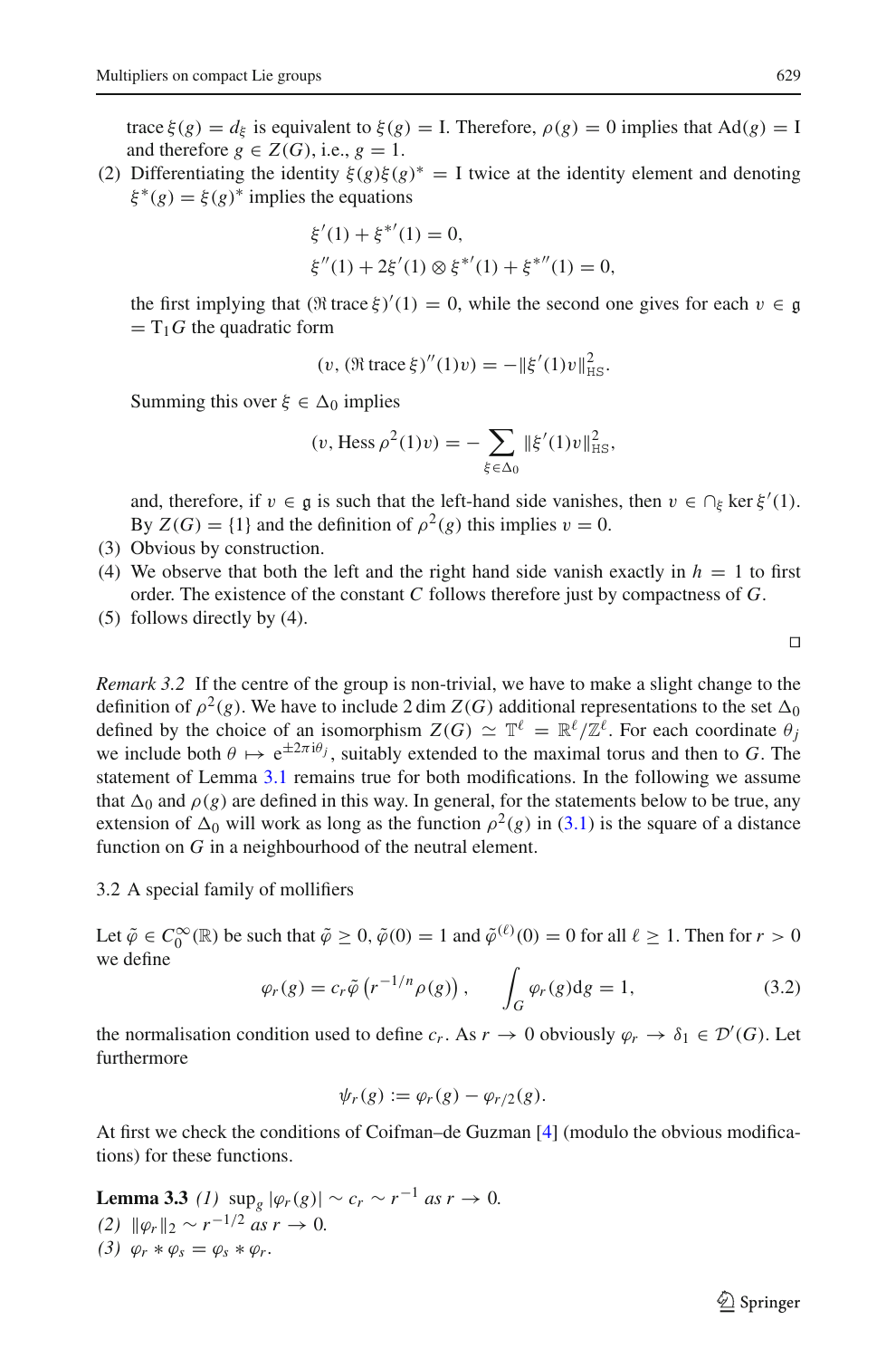trace $\xi(g) = d_\xi$ is equivalent to $\xi(g) = \mathrm{I}$. Therefore, $\rho(g) = 0$ implies that $\mathrm{Ad}(g) = \mathrm{I}$ and therefore $g \in Z(G)$, i.e., $g = 1$.

(2) Differentiating the identity $\xi(g)\xi(g)^* = \mathrm{I}$ twice at the identity element and denoting $\xi^*(g) = \xi(g)^*$ implies the equations

$$\xi'(1) + \xi^{*\prime}(1) = 0,$$
$$\xi''(1) + 2\xi'(1) \otimes \xi^{*\prime}(1) + \xi^{*\prime\prime}(1) = 0,$$

the first implying that $(\Re \operatorname{trace} \xi)'(1) = 0$, while the second one gives for each $v \in \mathfrak{g} = \mathrm{T}_1 G$ the quadratic form

$$(v, (\Re \operatorname{trace} \xi)''(1)v) = -\|\xi'(1)v\|^2_{\mathrm{HS}}.$$

Summing this over $\xi \in \Delta_0$ implies

$$(v, \operatorname{Hess} \rho^2(1)v) = -\sum_{\xi \in \Delta_0} \|\xi'(1)v\|^2_{\mathrm{HS}},$$

and, therefore, if $v \in \mathfrak{g}$ is such that the left-hand side vanishes, then $v \in \cap_\xi \ker \xi'(1)$. By $Z(G) = \{1\}$ and the definition of $\rho^2(g)$ this implies $v = 0$.

(3) Obvious by construction.

(4) We observe that both the left and the right hand side vanish exactly in $h = 1$ to first order. The existence of the constant $C$ follows therefore just by compactness of $G$.

(5) follows directly by (4).

□

*Remark 3.2* If the centre of the group is non-trivial, we have to make a slight change to the definition of $\rho^2(g)$. We have to include $2 \dim Z(G)$ additional representations to the set $\Delta_0$ defined by the choice of an isomorphism $Z(G) \simeq \mathbb{T}^\ell = \mathbb{R}^\ell/\mathbb{Z}^\ell$. For each coordinate $\theta_j$ we include both $\theta \mapsto \mathrm{e}^{\pm 2\pi \mathrm{i}\theta_j}$, suitably extended to the maximal torus and then to $G$. The statement of Lemma 3.1 remains true for both modifications. In the following we assume that $\Delta_0$ and $\rho(g)$ are defined in this way. In general, for the statements below to be true, any extension of $\Delta_0$ will work as long as the function $\rho^2(g)$ in (3.1) is the square of a distance function on $G$ in a neighbourhood of the neutral element.

### 3.2 A special family of mollifiers

Let $\tilde{\varphi} \in C_0^\infty(\mathbb{R})$ be such that $\tilde{\varphi} \geq 0$, $\tilde{\varphi}(0) = 1$ and $\tilde{\varphi}^{(\ell)}(0) = 0$ for all $\ell \geq 1$. Then for $r > 0$ we define

$$\varphi_r(g) = c_r \tilde{\varphi}\left(r^{-1/n}\rho(g)\right), \qquad \int_G \varphi_r(g)\mathrm{d}g = 1, \tag{3.2}$$

the normalisation condition used to define $c_r$. As $r \to 0$ obviously $\varphi_r \to \delta_1 \in \mathcal{D}'(G)$. Let furthermore

$$\psi_r(g) := \varphi_r(g) - \varphi_{r/2}(g).$$

At first we check the conditions of Coifman–de Guzman [4] (modulo the obvious modifications) for these functions.

**Lemma 3.3** *(1)* $\sup_g |\varphi_r(g)| \sim c_r \sim r^{-1}$ *as* $r \to 0$.
*(2)* $\|\varphi_r\|_2 \sim r^{-1/2}$ *as* $r \to 0$.
*(3)* $\varphi_r * \varphi_s = \varphi_s * \varphi_r$.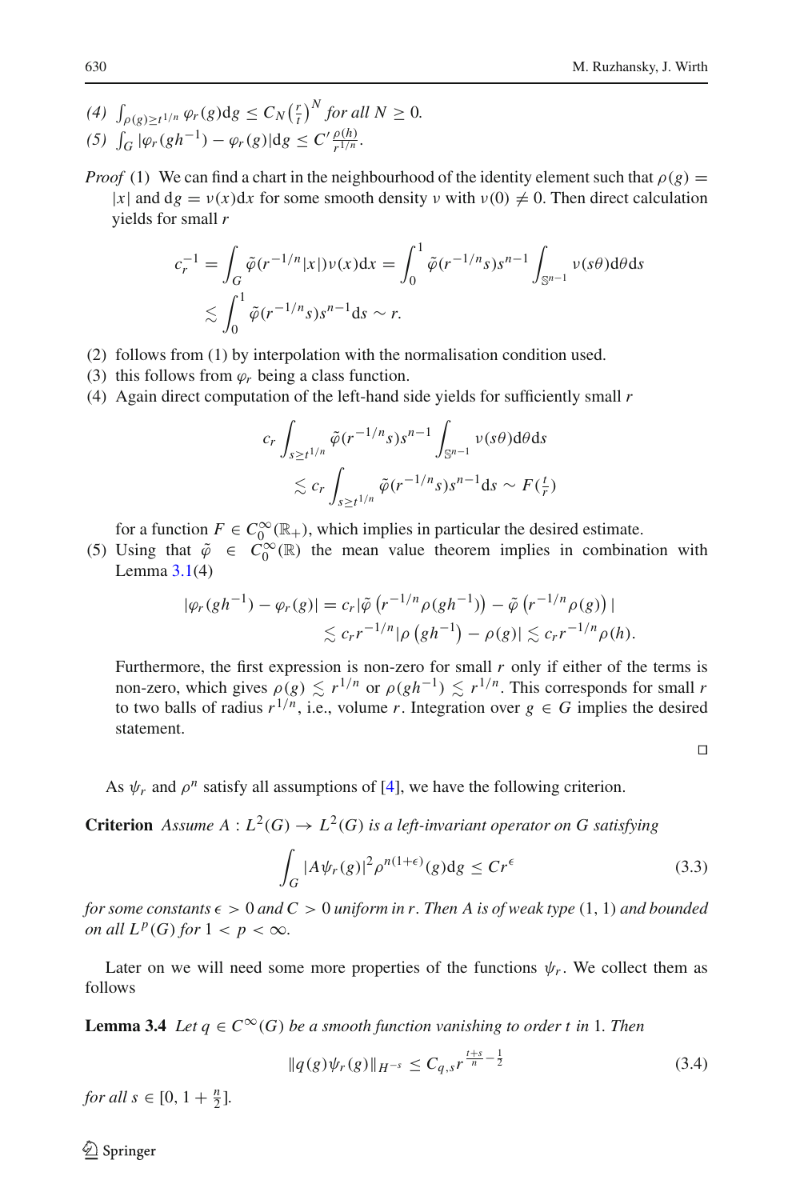(4) $\int_{\rho(g)\geq t^{1/n}} \varphi_r(g)\mathrm{d}g \leq C_N \left(\frac{r}{t}\right)^N$ *for all* $N \geq 0$.

(5) $\int_G |\varphi_r(gh^{-1}) - \varphi_r(g)|\mathrm{d}g \leq C' \frac{\rho(h)}{r^{1/n}}$.

*Proof* (1) We can find a chart in the neighbourhood of the identity element such that $\rho(g) = |x|$ and $\mathrm{d}g = \nu(x)\mathrm{d}x$ for some smooth density $\nu$ with $\nu(0) \neq 0$. Then direct calculation yields for small $r$

$$
c_r^{-1} = \int_G \tilde{\varphi}(r^{-1/n}|x|)\nu(x)\mathrm{d}x = \int_0^1 \tilde{\varphi}(r^{-1/n}s)s^{n-1}\int_{\mathbb{S}^{n-1}} \nu(s\theta)\mathrm{d}\theta\mathrm{d}s
$$
$$
\lesssim \int_0^1 \tilde{\varphi}(r^{-1/n}s)s^{n-1}\mathrm{d}s \sim r.
$$

(2) follows from (1) by interpolation with the normalisation condition used.

(3) this follows from $\varphi_r$ being a class function.

(4) Again direct computation of the left-hand side yields for sufficiently small $r$

$$
c_r \int_{s\geq t^{1/n}} \tilde{\varphi}(r^{-1/n}s)s^{n-1}\int_{\mathbb{S}^{n-1}} \nu(s\theta)\mathrm{d}\theta\mathrm{d}s
$$
$$
\lesssim c_r \int_{s\geq t^{1/n}} \tilde{\varphi}(r^{-1/n}s)s^{n-1}\mathrm{d}s \sim F(\tfrac{t}{r})
$$

for a function $F \in C_0^\infty(\mathbb{R}_+)$, which implies in particular the desired estimate.

(5) Using that $\tilde{\varphi} \in C_0^\infty(\mathbb{R})$ the mean value theorem implies in combination with Lemma 3.1(4)

$$
|\varphi_r(gh^{-1}) - \varphi_r(g)| = c_r|\tilde{\varphi}\left(r^{-1/n}\rho(gh^{-1})\right) - \tilde{\varphi}\left(r^{-1/n}\rho(g)\right)|
$$
$$
\lesssim c_r r^{-1/n}|\rho\left(gh^{-1}\right) - \rho(g)| \lesssim c_r r^{-1/n}\rho(h).
$$

Furthermore, the first expression is non-zero for small $r$ only if either of the terms is non-zero, which gives $\rho(g) \lesssim r^{1/n}$ or $\rho(gh^{-1}) \lesssim r^{1/n}$. This corresponds for small $r$ to two balls of radius $r^{1/n}$, i.e., volume $r$. Integration over $g \in G$ implies the desired statement.

□

As $\psi_r$ and $\rho^n$ satisfy all assumptions of [4], we have the following criterion.

**Criterion** *Assume* $A : L^2(G) \to L^2(G)$ *is a left-invariant operator on* $G$ *satisfying*

$$
\int_G |A\psi_r(g)|^2 \rho^{n(1+\epsilon)}(g)\mathrm{d}g \leq Cr^\epsilon \tag{3.3}
$$

*for some constants* $\epsilon > 0$ *and* $C > 0$ *uniform in* $r$. *Then* $A$ *is of weak type* $(1, 1)$ *and bounded on all* $L^p(G)$ *for* $1 < p < \infty$.

Later on we will need some more properties of the functions $\psi_r$. We collect them as follows

**Lemma 3.4** *Let* $q \in C^\infty(G)$ *be a smooth function vanishing to order* $t$ *in* 1. *Then*

$$
\|q(g)\psi_r(g)\|_{H^{-s}} \leq C_{q,s} r^{\frac{t+s}{n}-\frac{1}{2}} \tag{3.4}
$$

*for all* $s \in [0, 1 + \frac{n}{2}]$.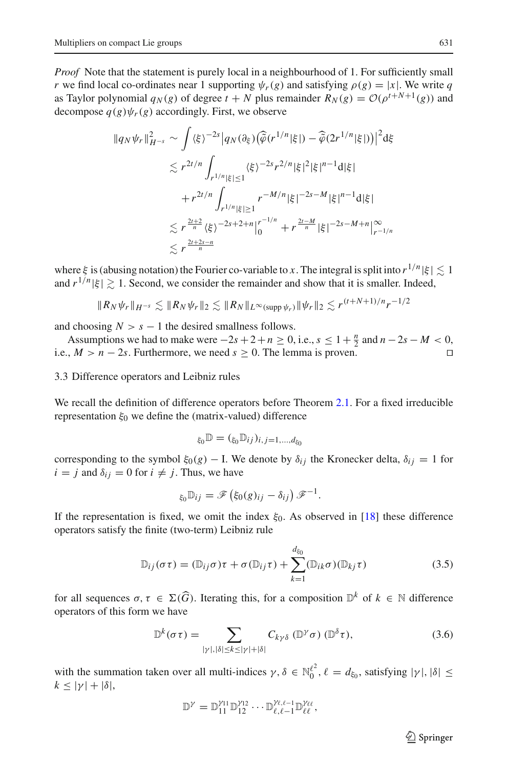*Proof* Note that the statement is purely local in a neighbourhood of 1. For sufficiently small $r$ we find local co-ordinates near 1 supporting $\psi_r(g)$ and satisfying $\rho(g) = |x|$. We write $q$ as Taylor polynomial $q_N(g)$ of degree $t + N$ plus remainder $R_N(g) = \mathcal{O}(\rho^{t+N+1}(g))$ and decompose $q(g)\psi_r(g)$ accordingly. First, we observe

$$
\begin{aligned}
\|q_N \psi_r\|^2_{H^{-s}} &\sim \int \langle\xi\rangle^{-2s} \big| q_N(\partial_\xi)\big(\widehat{\varphi}(r^{1/n}|\xi|) - \widehat{\varphi}(2r^{1/n}|\xi|)\big)\big|^2 \mathrm{d}\xi \\
&\lesssim r^{2t/n} \int_{r^{1/n}|\xi|\le 1} \langle\xi\rangle^{-2s} r^{2/n} |\xi|^2 |\xi|^{n-1} \mathrm{d}|\xi| \\
&\quad + r^{2t/n} \int_{r^{1/n}|\xi|\ge 1} r^{-M/n} |\xi|^{-2s-M} |\xi|^{n-1} \mathrm{d}|\xi| \\
&\lesssim r^{\frac{2t+2}{n}} \langle\xi\rangle^{-2s+2+n}\Big|_0^{r^{-1/n}} + r^{\frac{2t-M}{n}} |\xi|^{-2s-M+n}\Big|_{r^{-1/n}}^{\infty} \\
&\lesssim r^{\frac{2t+2s-n}{n}}
\end{aligned}
$$

where $\xi$ is (abusing notation) the Fourier co-variable to $x$. The integral is split into $r^{1/n}|\xi| \lesssim 1$ and $r^{1/n}|\xi| \gtrsim 1$. Second, we consider the remainder and show that it is smaller. Indeed,

$$
\|R_N \psi_r\|_{H^{-s}} \lesssim \|R_N \psi_r\|_2 \lesssim \|R_N\|_{L^\infty(\operatorname{supp}\psi_r)} \|\psi_r\|_2 \lesssim r^{(t+N+1)/n} r^{-1/2}
$$

and choosing $N > s - 1$ the desired smallness follows.

Assumptions we had to make were $-2s + 2 + n \ge 0$, i.e., $s \le 1 + \frac{n}{2}$ and $n - 2s - M < 0$, i.e., $M > n - 2s$. Furthermore, we need $s \ge 0$. The lemma is proven. □

### 3.3 Difference operators and Leibniz rules

We recall the definition of difference operators before Theorem 2.1. For a fixed irreducible representation $\xi_0$ we define the (matrix-valued) difference

$$
{}_{\xi_0}\mathbb{D} = ({}_{\xi_0}\mathbb{D}_{ij})_{i,j=1,\dots,d_{\xi_0}}
$$

corresponding to the symbol $\xi_0(g) - \mathrm{I}$. We denote by $\delta_{ij}$ the Kronecker delta, $\delta_{ij} = 1$ for $i = j$ and $\delta_{ij} = 0$ for $i \ne j$. Thus, we have

$$
{}_{\xi_0}\mathbb{D}_{ij} = \mathscr{F}\left(\xi_0(g)_{ij} - \delta_{ij}\right)\mathscr{F}^{-1}.
$$

If the representation is fixed, we omit the index $\xi_0$. As observed in [18] these difference operators satisfy the finite (two-term) Leibniz rule

$$
\mathbb{D}_{ij}(\sigma\tau) = (\mathbb{D}_{ij}\sigma)\tau + \sigma(\mathbb{D}_{ij}\tau) + \sum_{k=1}^{d_{\xi_0}} (\mathbb{D}_{ik}\sigma)(\mathbb{D}_{kj}\tau) \tag{3.5}
$$

for all sequences $\sigma, \tau \in \Sigma(\widehat{G})$. Iterating this, for a composition $\mathbb{D}^k$ of $k \in \mathbb{N}$ difference operators of this form we have

$$
\mathbb{D}^k(\sigma\tau) = \sum_{|\gamma|,|\delta| \le k \le |\gamma|+|\delta|} C_{k\gamma\delta}\, (\mathbb{D}^\gamma \sigma)\, (\mathbb{D}^\delta \tau), \tag{3.6}
$$

with the summation taken over all multi-indices $\gamma, \delta \in \mathbb{N}_0^{\ell^2}$, $\ell = d_{\xi_0}$, satisfying $|\gamma|, |\delta| \le k \le |\gamma| + |\delta|$,

$$
\mathbb{D}^\gamma = \mathbb{D}_{11}^{\gamma_{11}} \mathbb{D}_{12}^{\gamma_{12}} \cdots \mathbb{D}_{\ell,\ell-1}^{\gamma_{\ell,\ell-1}} \mathbb{D}_{\ell\ell}^{\gamma_{\ell\ell}},
$$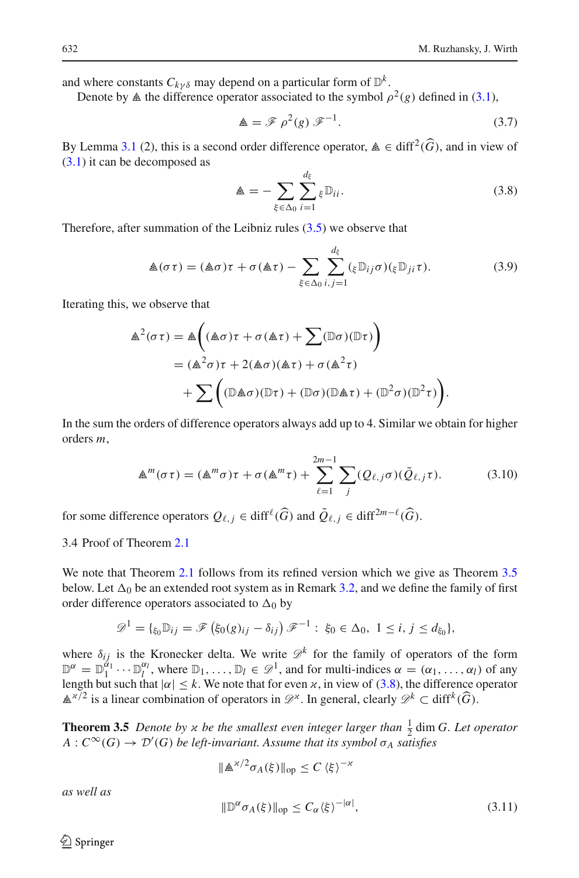and where constants $C_{k\gamma\delta}$ may depend on a particular form of $\mathbb{D}^k$.

Denote by $\mathbb{A}$ the difference operator associated to the symbol $\rho^2(g)$ defined in (3.1),

$$\mathbb{A} = \mathscr{F}\ \rho^2(g)\ \mathscr{F}^{-1}. \tag{3.7}$$

By Lemma 3.1 (2), this is a second order difference operator, $\mathbb{A} \in \operatorname{diff}^2(\widehat{G})$, and in view of (3.1) it can be decomposed as

$$\mathbb{A} = -\sum_{\xi\in\Delta_0}\sum_{i=1}^{d_\xi} {}_{\xi}\mathbb{D}_{ii}. \tag{3.8}$$

Therefore, after summation of the Leibniz rules (3.5) we observe that

$$\mathbb{A}(\sigma\tau) = (\mathbb{A}\sigma)\tau + \sigma(\mathbb{A}\tau) - \sum_{\xi\in\Delta_0}\sum_{i,j=1}^{d_\xi} ({}_{\xi}\mathbb{D}_{ij}\sigma)({}_{\xi}\mathbb{D}_{ji}\tau). \tag{3.9}$$

Iterating this, we observe that

$$\begin{aligned}
\mathbb{A}^2(\sigma\tau) &= \mathbb{A}\Big((\mathbb{A}\sigma)\tau + \sigma(\mathbb{A}\tau) + \sum(\mathbb{D}\sigma)(\mathbb{D}\tau)\Big)\\
&= (\mathbb{A}^2\sigma)\tau + 2(\mathbb{A}\sigma)(\mathbb{A}\tau) + \sigma(\mathbb{A}^2\tau)\\
&\quad + \sum\Big((\mathbb{D}\mathbb{A}\sigma)(\mathbb{D}\tau) + (\mathbb{D}\sigma)(\mathbb{D}\mathbb{A}\tau) + (\mathbb{D}^2\sigma)(\mathbb{D}^2\tau)\Big).
\end{aligned}$$

In the sum the orders of difference operators always add up to 4. Similar we obtain for higher orders $m$,

$$\mathbb{A}^m(\sigma\tau) = (\mathbb{A}^m\sigma)\tau + \sigma(\mathbb{A}^m\tau) + \sum_{\ell=1}^{2m-1}\sum_j (Q_{\ell,j}\sigma)(\tilde{Q}_{\ell,j}\tau). \tag{3.10}$$

for some difference operators $Q_{\ell,j} \in \operatorname{diff}^{\ell}(\widehat{G})$ and $\tilde{Q}_{\ell,j} \in \operatorname{diff}^{2m-\ell}(\widehat{G})$.

### 3.4 Proof of Theorem 2.1

We note that Theorem 2.1 follows from its refined version which we give as Theorem 3.5 below. Let $\Delta_0$ be an extended root system as in Remark 3.2, and we define the family of first order difference operators associated to $\Delta_0$ by

$$\mathscr{D}^1 = \{{}_{\xi_0}\mathbb{D}_{ij} = \mathscr{F}\left(\xi_0(g)_{ij} - \delta_{ij}\right)\mathscr{F}^{-1} :\ \xi_0 \in \Delta_0,\ 1 \le i, j \le d_{\xi_0}\},$$

where $\delta_{ij}$ is the Kronecker delta. We write $\mathscr{D}^k$ for the family of operators of the form $\mathbb{D}^\alpha = \mathbb{D}_1^{\alpha_1}\cdots\mathbb{D}_l^{\alpha_l}$, where $\mathbb{D}_1,\ldots,\mathbb{D}_l \in \mathscr{D}^1$, and for multi-indices $\alpha = (\alpha_1,\ldots,\alpha_l)$ of any length but such that $|\alpha| \le k$. We note that for even $\varkappa$, in view of (3.8), the difference operator $\mathbb{A}^{\varkappa/2}$ is a linear combination of operators in $\mathscr{D}^{\varkappa}$. In general, clearly $\mathscr{D}^k \subset \operatorname{diff}^k(\widehat{G})$.

**Theorem 3.5** *Denote by $\varkappa$ be the smallest even integer larger than $\frac{1}{2}\dim G$. Let operator $A : C^\infty(G) \to \mathcal{D}'(G)$ be left-invariant. Assume that its symbol $\sigma_A$ satisfies*

$$\|\mathbb{A}^{\varkappa/2}\sigma_A(\xi)\|_{\mathrm{op}} \le C\,\langle\xi\rangle^{-\varkappa}$$

*as well as*

$$\|\mathbb{D}^\alpha\sigma_A(\xi)\|_{\mathrm{op}} \le C_\alpha\langle\xi\rangle^{-|\alpha|}, \tag{3.11}$$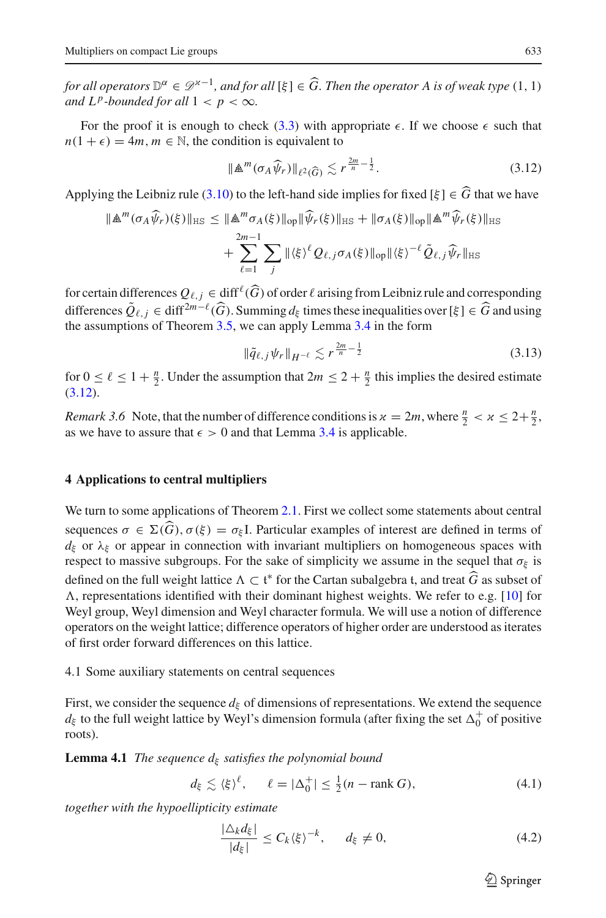*for all operators* $\mathbb{D}^\alpha \in \mathscr{D}^{\varkappa-1}$, *and for all* $[\xi] \in \widehat{G}$. *Then the operator* $A$ *is of weak type* $(1,1)$ *and* $L^p$*-bounded for all* $1 < p < \infty$.

For the proof it is enough to check (3.3) with appropriate $\epsilon$. If we choose $\epsilon$ such that $n(1+\epsilon) = 4m$, $m \in \mathbb{N}$, the condition is equivalent to

$$\|\mathbb{A}^m(\sigma_A \widehat{\psi}_r)\|_{\ell^2(\widehat{G})} \lesssim r^{\frac{2m}{n}-\frac{1}{2}}. \tag{3.12}$$

Applying the Leibniz rule (3.10) to the left-hand side implies for fixed $[\xi] \in \widehat{G}$ that we have

$$\|\mathbb{A}^m(\sigma_A \widehat{\psi}_r)(\xi)\|_{\mathrm{HS}} \leq \|\mathbb{A}^m \sigma_A(\xi)\|_{\mathrm{op}} \|\widehat{\psi}_r(\xi)\|_{\mathrm{HS}} + \|\sigma_A(\xi)\|_{\mathrm{op}} \|\mathbb{A}^m \widehat{\psi}_r(\xi)\|_{\mathrm{HS}}$$
$$+ \sum_{\ell=1}^{2m-1} \sum_j \|\langle\xi\rangle^\ell Q_{\ell,j}\sigma_A(\xi)\|_{\mathrm{op}} \|\langle\xi\rangle^{-\ell} \tilde{Q}_{\ell,j}\widehat{\psi}_r\|_{\mathrm{HS}}$$

for certain differences $Q_{\ell,j} \in \mathrm{diff}^\ell(\widehat{G})$ of order $\ell$ arising from Leibniz rule and corresponding differences $\tilde{Q}_{\ell,j} \in \mathrm{diff}^{2m-\ell}(\widehat{G})$. Summing $d_\xi$ times these inequalities over $[\xi] \in \widehat{G}$ and using the assumptions of Theorem 3.5, we can apply Lemma 3.4 in the form

$$\|\tilde{q}_{\ell,j}\psi_r\|_{H^{-\ell}} \lesssim r^{\frac{2m}{n}-\frac{1}{2}} \tag{3.13}$$

for $0 \leq \ell \leq 1 + \frac{n}{2}$. Under the assumption that $2m \leq 2 + \frac{n}{2}$ this implies the desired estimate (3.12).

*Remark 3.6* Note, that the number of difference conditions is $\varkappa = 2m$, where $\frac{n}{2} < \varkappa \leq 2 + \frac{n}{2}$, as we have to assure that $\epsilon > 0$ and that Lemma 3.4 is applicable.

## 4 Applications to central multipliers

We turn to some applications of Theorem 2.1. First we collect some statements about central sequences $\sigma \in \Sigma(\widehat{G})$, $\sigma(\xi) = \sigma_\xi \mathrm{I}$. Particular examples of interest are defined in terms of $d_\xi$ or $\lambda_\xi$ or appear in connection with invariant multipliers on homogeneous spaces with respect to massive subgroups. For the sake of simplicity we assume in the sequel that $\sigma_\xi$ is defined on the full weight lattice $\Lambda \subset \mathfrak{t}^*$ for the Cartan subalgebra $\mathfrak{t}$, and treat $\widehat{G}$ as subset of $\Lambda$, representations identified with their dominant highest weights. We refer to e.g. [10] for Weyl group, Weyl dimension and Weyl character formula. We will use a notion of difference operators on the weight lattice; difference operators of higher order are understood as iterates of first order forward differences on this lattice.

### 4.1 Some auxiliary statements on central sequences

First, we consider the sequence $d_\xi$ of dimensions of representations. We extend the sequence $d_\xi$ to the full weight lattice by Weyl's dimension formula (after fixing the set $\Delta_0^+$ of positive roots).

**Lemma 4.1** *The sequence* $d_\xi$ *satisfies the polynomial bound*

$$d_\xi \lesssim \langle\xi\rangle^\ell, \qquad \ell = |\Delta_0^+| \leq \tfrac{1}{2}(n - \operatorname{rank} G), \tag{4.1}$$

*together with the hypoellipticity estimate*

$$\frac{|\triangle_k d_\xi|}{|d_\xi|} \leq C_k \langle\xi\rangle^{-k}, \qquad d_\xi \neq 0, \tag{4.2}$$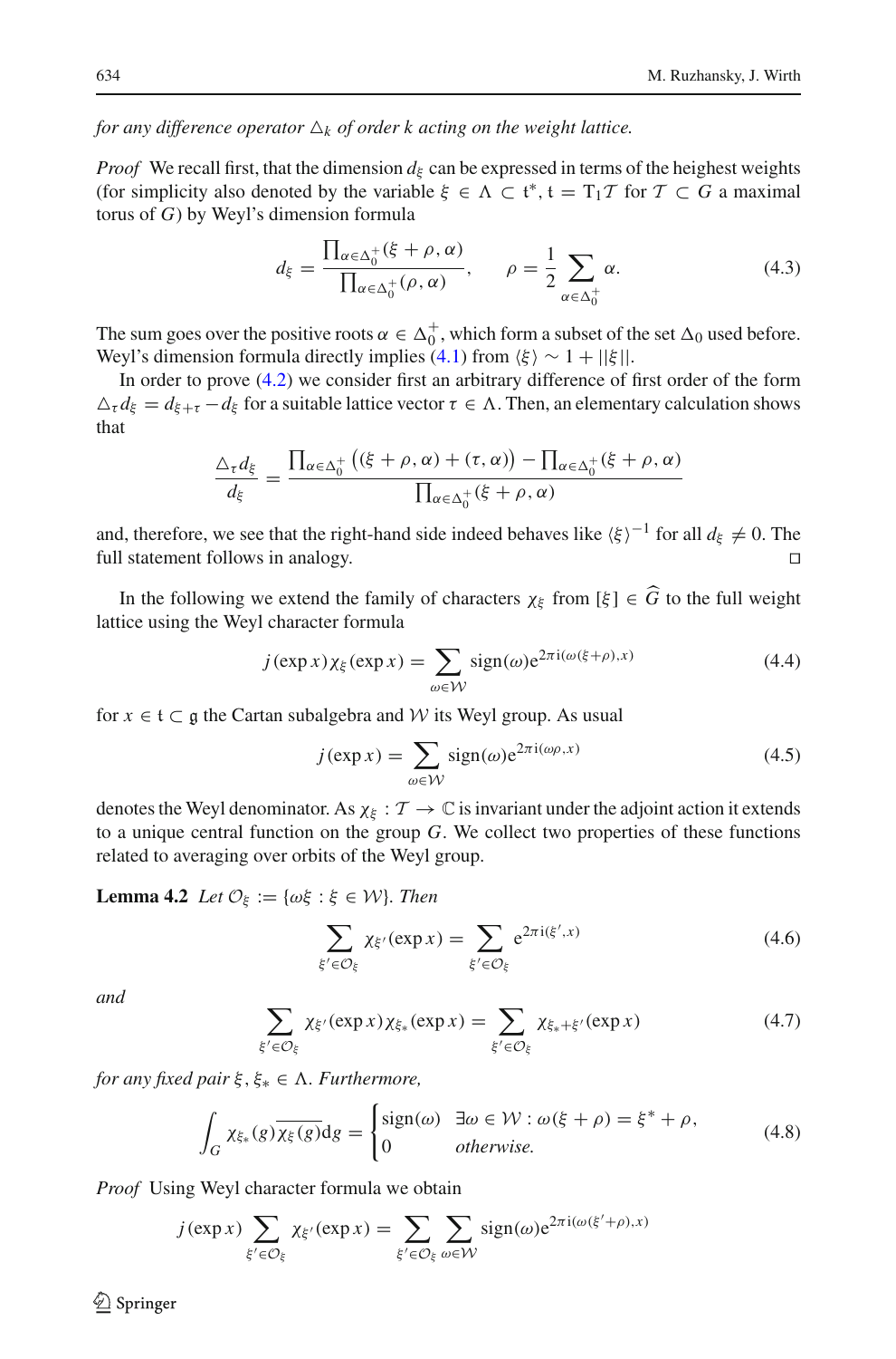*for any difference operator $\triangle_k$ of order $k$ acting on the weight lattice.*

*Proof* We recall first, that the dimension $d_\xi$ can be expressed in terms of the heighest weights (for simplicity also denoted by the variable $\xi \in \Lambda \subset \mathfrak{t}^*$, $\mathfrak{t} = \mathrm{T}_1\mathcal{T}$ for $\mathcal{T} \subset G$ a maximal torus of $G$) by Weyl's dimension formula

$$d_\xi = \frac{\prod_{\alpha \in \Delta_0^+} (\xi + \rho, \alpha)}{\prod_{\alpha \in \Delta_0^+} (\rho, \alpha)}, \qquad \rho = \frac{1}{2} \sum_{\alpha \in \Delta_0^+} \alpha. \tag{4.3}$$

The sum goes over the positive roots $\alpha \in \Delta_0^+$, which form a subset of the set $\Delta_0$ used before. Weyl's dimension formula directly implies (4.1) from $\langle \xi \rangle \sim 1 + ||\xi||$.

In order to prove (4.2) we consider first an arbitrary difference of first order of the form $\triangle_\tau d_\xi = d_{\xi+\tau} - d_\xi$ for a suitable lattice vector $\tau \in \Lambda$. Then, an elementary calculation shows that

$$\frac{\triangle_\tau d_\xi}{d_\xi} = \frac{\prod_{\alpha \in \Delta_0^+} \big( (\xi + \rho, \alpha) + (\tau, \alpha) \big) - \prod_{\alpha \in \Delta_0^+} (\xi + \rho, \alpha)}{\prod_{\alpha \in \Delta_0^+} (\xi + \rho, \alpha)}$$

and, therefore, we see that the right-hand side indeed behaves like $\langle \xi \rangle^{-1}$ for all $d_\xi \neq 0$. The full statement follows in analogy. □

In the following we extend the family of characters $\chi_\xi$ from $[\xi] \in \widehat{G}$ to the full weight lattice using the Weyl character formula

$$j(\exp x) \chi_\xi(\exp x) = \sum_{\omega \in \mathcal{W}} \operatorname{sign}(\omega) \mathrm{e}^{2\pi \mathrm{i}(\omega(\xi+\rho), x)} \tag{4.4}$$

for $x \in \mathfrak{t} \subset \mathfrak{g}$ the Cartan subalgebra and $\mathcal{W}$ its Weyl group. As usual

$$j(\exp x) = \sum_{\omega \in \mathcal{W}} \operatorname{sign}(\omega) \mathrm{e}^{2\pi \mathrm{i}(\omega\rho, x)} \tag{4.5}$$

denotes the Weyl denominator. As $\chi_\xi : \mathcal{T} \to \mathbb{C}$ is invariant under the adjoint action it extends to a unique central function on the group $G$. We collect two properties of these functions related to averaging over orbits of the Weyl group.

**Lemma 4.2** *Let $\mathcal{O}_\xi := \{\omega\xi : \xi \in \mathcal{W}\}$. Then*

$$\sum_{\xi' \in \mathcal{O}_\xi} \chi_{\xi'}(\exp x) = \sum_{\xi' \in \mathcal{O}_\xi} \mathrm{e}^{2\pi \mathrm{i}(\xi', x)} \tag{4.6}$$

*and*

$$\sum_{\xi' \in \mathcal{O}_\xi} \chi_{\xi'}(\exp x) \chi_{\xi_*}(\exp x) = \sum_{\xi' \in \mathcal{O}_\xi} \chi_{\xi_* + \xi'}(\exp x) \tag{4.7}$$

*for any fixed pair $\xi, \xi_* \in \Lambda$. Furthermore,*

$$\int_G \chi_{\xi_*}(g) \overline{\chi_\xi(g)} \mathrm{d}g = \begin{cases} \operatorname{sign}(\omega) & \exists \omega \in \mathcal{W} : \omega(\xi + \rho) = \xi^* + \rho, \\ 0 & \textit{otherwise.} \end{cases} \tag{4.8}$$

*Proof* Using Weyl character formula we obtain

$$j(\exp x) \sum_{\xi' \in \mathcal{O}_\xi} \chi_{\xi'}(\exp x) = \sum_{\xi' \in \mathcal{O}_\xi} \sum_{\omega \in \mathcal{W}} \operatorname{sign}(\omega) \mathrm{e}^{2\pi \mathrm{i}(\omega(\xi'+\rho), x)}$$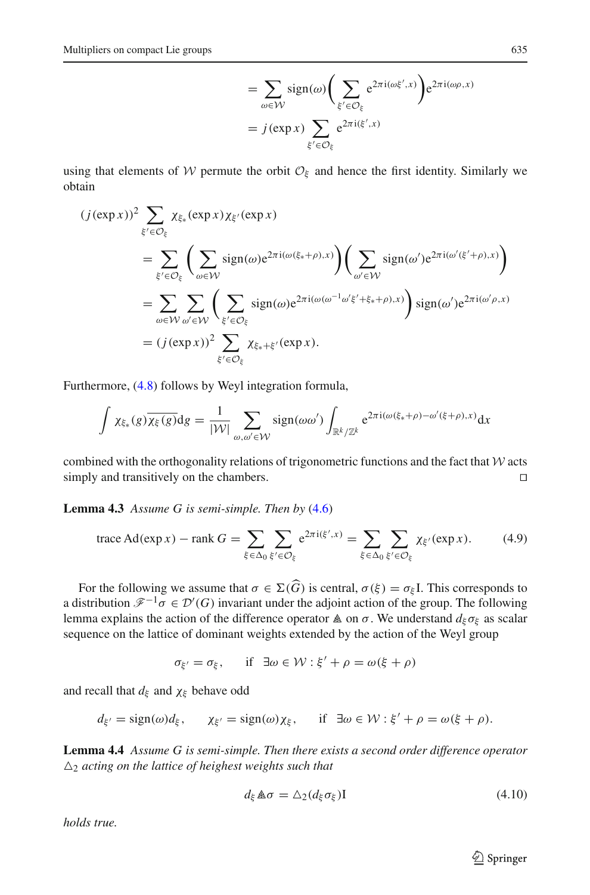$$= \sum_{\omega\in\mathcal{W}} \operatorname{sign}(\omega)\bigg(\sum_{\xi'\in\mathcal{O}_\xi} \mathrm{e}^{2\pi\mathrm{i}(\omega\xi',x)}\bigg)\mathrm{e}^{2\pi\mathrm{i}(\omega\rho,x)}$$

$$= j(\exp x) \sum_{\xi'\in\mathcal{O}_\xi} \mathrm{e}^{2\pi\mathrm{i}(\xi',x)}$$

using that elements of $\mathcal{W}$ permute the orbit $\mathcal{O}_\xi$ and hence the first identity. Similarly we obtain

$$\begin{aligned}
(j(\exp x))^2 \sum_{\xi'\in\mathcal{O}_\xi} \chi_{\xi_*}(\exp x)\chi_{\xi'}(\exp x)
&= \sum_{\xi'\in\mathcal{O}_\xi}\bigg(\sum_{\omega\in\mathcal{W}} \operatorname{sign}(\omega)\mathrm{e}^{2\pi\mathrm{i}(\omega(\xi_*+\rho),x)}\bigg)\bigg(\sum_{\omega'\in\mathcal{W}} \operatorname{sign}(\omega')\mathrm{e}^{2\pi\mathrm{i}(\omega'(\xi'+\rho),x)}\bigg)\\
&= \sum_{\omega\in\mathcal{W}}\sum_{\omega'\in\mathcal{W}}\bigg(\sum_{\xi'\in\mathcal{O}_\xi} \operatorname{sign}(\omega)\mathrm{e}^{2\pi\mathrm{i}(\omega(\omega^{-1}\omega'\xi'+\xi_*+\rho),x)}\bigg)\operatorname{sign}(\omega')\mathrm{e}^{2\pi\mathrm{i}(\omega'\rho,x)}\\
&= (j(\exp x))^2 \sum_{\xi'\in\mathcal{O}_\xi} \chi_{\xi_*+\xi'}(\exp x).
\end{aligned}$$

Furthermore, (4.8) follows by Weyl integration formula,

$$\int \chi_{\xi_*}(g)\overline{\chi_\xi(g)}\mathrm{d}g = \frac{1}{|\mathcal{W}|}\sum_{\omega,\omega'\in\mathcal{W}} \operatorname{sign}(\omega\omega')\int_{\mathbb{R}^k/\mathbb{Z}^k} \mathrm{e}^{2\pi\mathrm{i}(\omega(\xi_*+\rho)-\omega'(\xi+\rho),x)}\mathrm{d}x$$

combined with the orthogonality relations of trigonometric functions and the fact that $\mathcal{W}$ acts simply and transitively on the chambers. □

**Lemma 4.3** *Assume $G$ is semi-simple. Then by (4.6)*

$$\operatorname{trace}\operatorname{Ad}(\exp x) - \operatorname{rank} G = \sum_{\xi\in\Delta_0}\sum_{\xi'\in\mathcal{O}_\xi} \mathrm{e}^{2\pi\mathrm{i}(\xi',x)} = \sum_{\xi\in\Delta_0}\sum_{\xi'\in\mathcal{O}_\xi} \chi_{\xi'}(\exp x). \tag{4.9}$$

For the following we assume that $\sigma\in\Sigma(\widehat{G})$ is central, $\sigma(\xi)=\sigma_\xi\mathrm{I}$. This corresponds to a distribution $\mathscr{F}^{-1}\sigma\in\mathcal{D}'(G)$ invariant under the adjoint action of the group. The following lemma explains the action of the difference operator $\mathbb{A}$ on $\sigma$. We understand $d_\xi\sigma_\xi$ as scalar sequence on the lattice of dominant weights extended by the action of the Weyl group

$$\sigma_{\xi'}=\sigma_\xi,\qquad \text{if}\quad \exists\omega\in\mathcal{W}:\xi'+\rho=\omega(\xi+\rho)$$

and recall that $d_\xi$ and $\chi_\xi$ behave odd

$$d_{\xi'}=\operatorname{sign}(\omega)d_\xi,\qquad \chi_{\xi'}=\operatorname{sign}(\omega)\chi_\xi,\qquad \text{if}\quad \exists\omega\in\mathcal{W}:\xi'+\rho=\omega(\xi+\rho).$$

**Lemma 4.4** *Assume $G$ is semi-simple. Then there exists a second order difference operator $\triangle_2$ acting on the lattice of heighest weights such that*

$$d_\xi\,\mathbb{A}\sigma = \triangle_2(d_\xi\sigma_\xi)\mathrm{I} \tag{4.10}$$

*holds true.*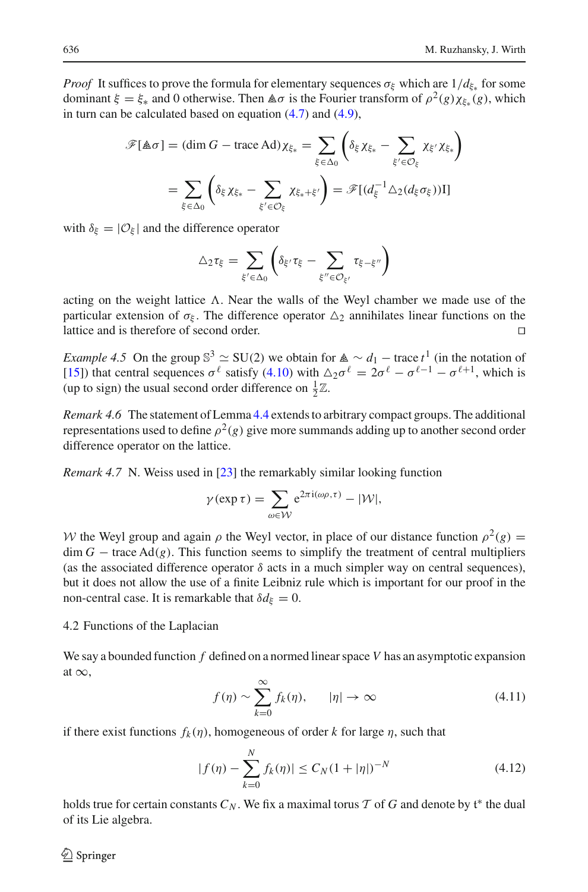*Proof* It suffices to prove the formula for elementary sequences $\sigma_\xi$ which are $1/d_{\xi_*}$ for some dominant $\xi = \xi_*$ and 0 otherwise. Then $\mathbb{A}\sigma$ is the Fourier transform of $\rho^2(g)\chi_{\xi_*}(g)$, which in turn can be calculated based on equation (4.7) and (4.9),

$$\mathscr{F}[\mathbb{A}\sigma] = (\dim G - \operatorname{trace} \operatorname{Ad})\chi_{\xi_*} = \sum_{\xi\in\Delta_0}\left(\delta_\xi \chi_{\xi_*} - \sum_{\xi'\in\mathcal{O}_\xi} \chi_{\xi'}\chi_{\xi_*}\right)$$

$$= \sum_{\xi\in\Delta_0}\left(\delta_\xi \chi_{\xi_*} - \sum_{\xi'\in\mathcal{O}_\xi} \chi_{\xi_*+\xi'}\right) = \mathscr{F}[(d_\xi^{-1}\triangle_2(d_\xi\sigma_\xi))\mathrm{I}]$$

with $\delta_\xi = |\mathcal{O}_\xi|$ and the difference operator

$$\triangle_2\tau_\xi = \sum_{\xi'\in\Delta_0}\left(\delta_{\xi'}\tau_\xi - \sum_{\xi''\in\mathcal{O}_{\xi'}} \tau_{\xi-\xi''}\right)$$

acting on the weight lattice $\Lambda$. Near the walls of the Weyl chamber we made use of the particular extension of $\sigma_\xi$. The difference operator $\triangle_2$ annihilates linear functions on the lattice and is therefore of second order. □

*Example 4.5* On the group $\mathbb{S}^3 \simeq \mathrm{SU}(2)$ we obtain for $\mathbb{A} \sim d_1 - \operatorname{trace} t^1$ (in the notation of [15]) that central sequences $\sigma^\ell$ satisfy (4.10) with $\triangle_2\sigma^\ell = 2\sigma^\ell - \sigma^{\ell-1} - \sigma^{\ell+1}$, which is (up to sign) the usual second order difference on $\frac{1}{2}\mathbb{Z}$.

*Remark 4.6* The statement of Lemma 4.4 extends to arbitrary compact groups. The additional representations used to define $\rho^2(g)$ give more summands adding up to another second order difference operator on the lattice.

*Remark 4.7* N. Weiss used in [23] the remarkably similar looking function

$$\gamma(\exp\tau) = \sum_{\omega\in\mathcal{W}} \mathrm{e}^{2\pi\mathrm{i}(\omega\rho,\tau)} - |\mathcal{W}|,$$

$\mathcal{W}$ the Weyl group and again $\rho$ the Weyl vector, in place of our distance function $\rho^2(g) = \dim G - \operatorname{trace}\operatorname{Ad}(g)$. This function seems to simplify the treatment of central multipliers (as the associated difference operator $\delta$ acts in a much simpler way on central sequences), but it does not allow the use of a finite Leibniz rule which is important for our proof in the non-central case. It is remarkable that $\delta d_\xi = 0$.

## 4.2 Functions of the Laplacian

We say a bounded function $f$ defined on a normed linear space $V$ has an asymptotic expansion at $\infty$,

$$f(\eta) \sim \sum_{k=0}^{\infty} f_k(\eta), \qquad |\eta| \to \infty \tag{4.11}$$

if there exist functions $f_k(\eta)$, homogeneous of order $k$ for large $\eta$, such that

$$|f(\eta) - \sum_{k=0}^{N} f_k(\eta)| \le C_N(1+|\eta|)^{-N} \tag{4.12}$$

holds true for certain constants $C_N$. We fix a maximal torus $\mathcal{T}$ of $G$ and denote by $\mathfrak{t}^*$ the dual of its Lie algebra.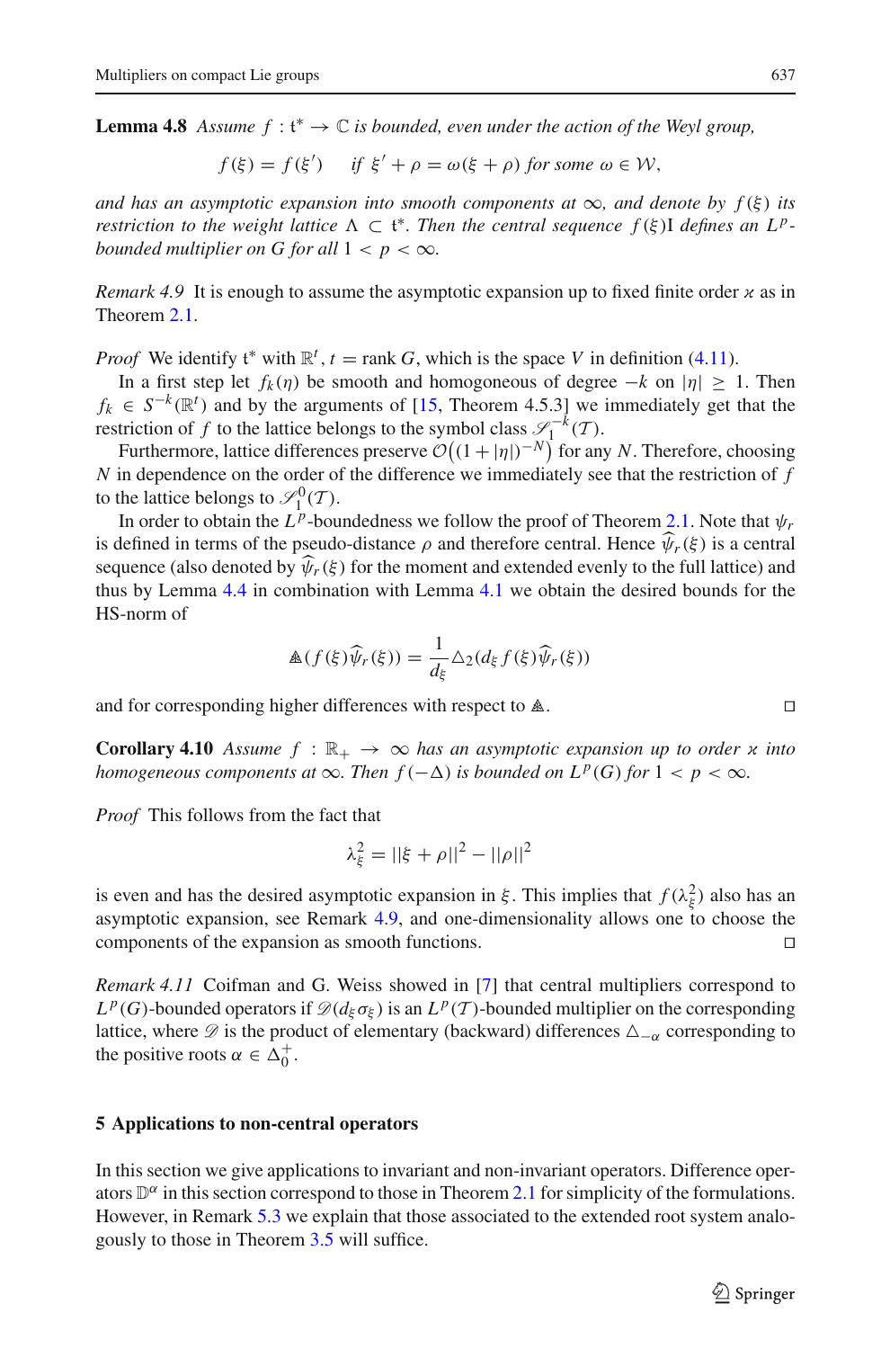**Lemma 4.8** *Assume $f : \mathfrak{t}^* \to \mathbb{C}$ is bounded, even under the action of the Weyl group,*

$$f(\xi) = f(\xi') \quad \text{ if } \xi' + \rho = \omega(\xi + \rho) \text{ for some } \omega \in \mathcal{W},$$

*and has an asymptotic expansion into smooth components at $\infty$, and denote by $f(\xi)$ its restriction to the weight lattice $\Lambda \subset \mathfrak{t}^*$. Then the central sequence $f(\xi)\mathrm{I}$ defines an $L^p$-bounded multiplier on $G$ for all $1 < p < \infty$.*

*Remark 4.9* It is enough to assume the asymptotic expansion up to fixed finite order $\varkappa$ as in Theorem 2.1.

*Proof* We identify $\mathfrak{t}^*$ with $\mathbb{R}^t$, $t = \operatorname{rank} G$, which is the space $V$ in definition (4.11).

In a first step let $f_k(\eta)$ be smooth and homogeneous of degree $-k$ on $|\eta| \geq 1$. Then $f_k \in S^{-k}(\mathbb{R}^t)$ and by the arguments of [15, Theorem 4.5.3] we immediately get that the restriction of $f$ to the lattice belongs to the symbol class $\mathscr{S}_1^{-k}(\mathcal{T})$.

Furthermore, lattice differences preserve $\mathcal{O}\big((1+|\eta|)^{-N}\big)$ for any $N$. Therefore, choosing $N$ in dependence on the order of the difference we immediately see that the restriction of $f$ to the lattice belongs to $\mathscr{S}_1^0(\mathcal{T})$.

In order to obtain the $L^p$-boundedness we follow the proof of Theorem 2.1. Note that $\psi_r$ is defined in terms of the pseudo-distance $\rho$ and therefore central. Hence $\widehat{\psi}_r(\xi)$ is a central sequence (also denoted by $\widehat{\psi}_r(\xi)$ for the moment and extended evenly to the full lattice) and thus by Lemma 4.4 in combination with Lemma 4.1 we obtain the desired bounds for the HS-norm of

$$\mathbb{A}(f(\xi)\widehat{\psi}_r(\xi)) = \frac{1}{d_\xi}\triangle_2(d_\xi f(\xi)\widehat{\psi}_r(\xi))$$

and for corresponding higher differences with respect to $\mathbb{A}$. $\square$

**Corollary 4.10** *Assume $f : \mathbb{R}_+ \to \infty$ has an asymptotic expansion up to order $\varkappa$ into homogeneous components at $\infty$. Then $f(-\Delta)$ is bounded on $L^p(G)$ for $1 < p < \infty$.*

*Proof* This follows from the fact that

$$\lambda_\xi^2 = ||\xi + \rho||^2 - ||\rho||^2$$

is even and has the desired asymptotic expansion in $\xi$. This implies that $f(\lambda_\xi^2)$ also has an asymptotic expansion, see Remark 4.9, and one-dimensionality allows one to choose the components of the expansion as smooth functions. $\square$

*Remark 4.11* Coifman and G. Weiss showed in [7] that central multipliers correspond to $L^p(G)$-bounded operators if $\mathscr{D}(d_\xi \sigma_\xi)$ is an $L^p(\mathcal{T})$-bounded multiplier on the corresponding lattice, where $\mathscr{D}$ is the product of elementary (backward) differences $\triangle_{-\alpha}$ corresponding to the positive roots $\alpha \in \Delta_0^+$.

## 5 Applications to non-central operators

In this section we give applications to invariant and non-invariant operators. Difference operators $\mathbb{D}^\alpha$ in this section correspond to those in Theorem 2.1 for simplicity of the formulations. However, in Remark 5.3 we explain that those associated to the extended root system analogously to those in Theorem 3.5 will suffice.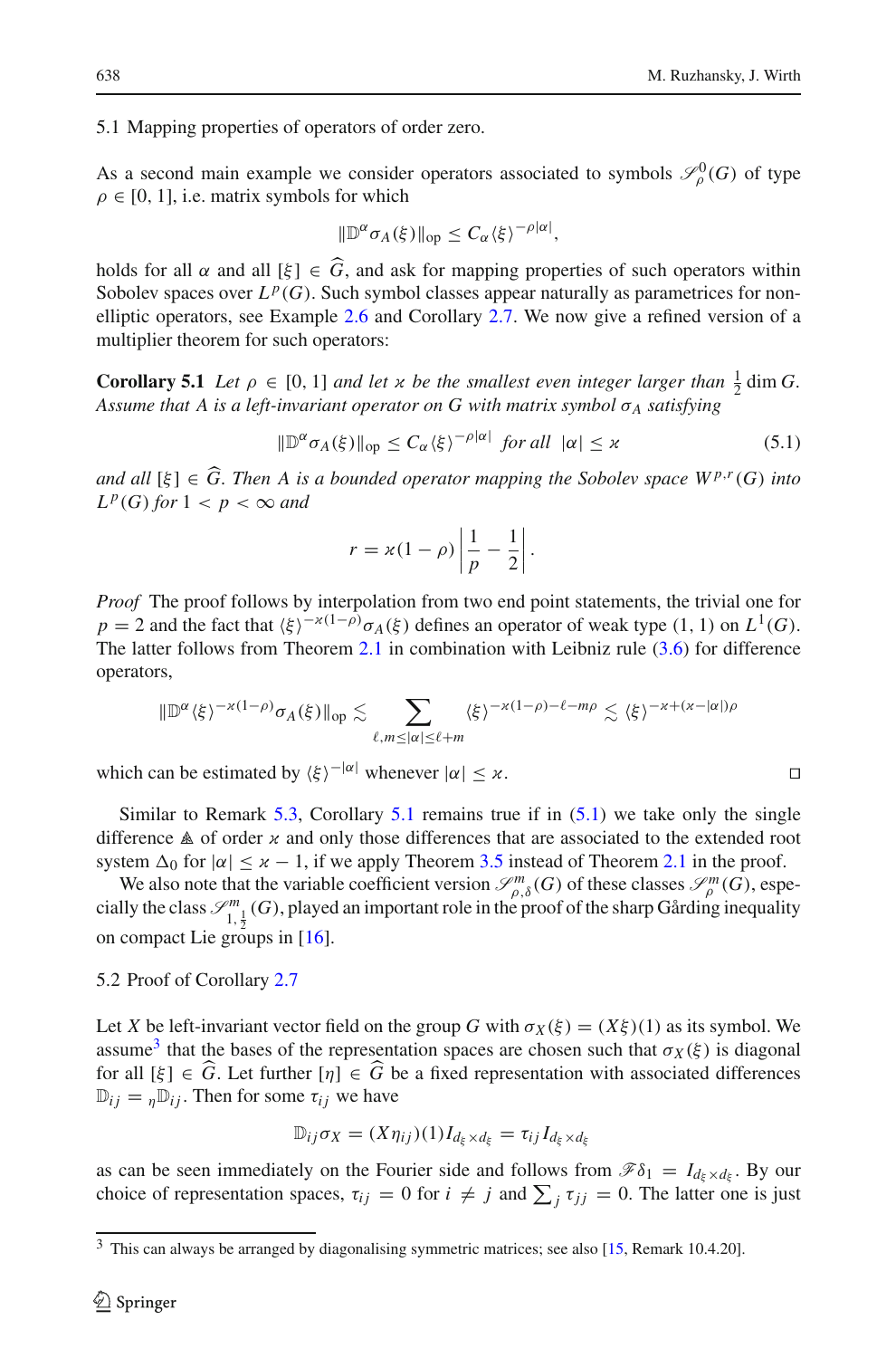### 5.1 Mapping properties of operators of order zero.

As a second main example we consider operators associated to symbols $\mathscr{S}^0_\rho(G)$ of type $\rho \in [0,1]$, i.e. matrix symbols for which

$$\|\mathbb{D}^\alpha \sigma_A(\xi)\|_{\mathrm{op}} \le C_\alpha \langle \xi \rangle^{-\rho|\alpha|},$$

holds for all $\alpha$ and all $[\xi] \in \widehat{G}$, and ask for mapping properties of such operators within Sobolev spaces over $L^p(G)$. Such symbol classes appear naturally as parametrices for non-elliptic operators, see Example 2.6 and Corollary 2.7. We now give a refined version of a multiplier theorem for such operators:

**Corollary 5.1** *Let $\rho \in [0,1]$ and let $\varkappa$ be the smallest even integer larger than $\frac{1}{2}\dim G$. Assume that $A$ is a left-invariant operator on $G$ with matrix symbol $\sigma_A$ satisfying*

$$\|\mathbb{D}^\alpha \sigma_A(\xi)\|_{\mathrm{op}} \le C_\alpha \langle \xi \rangle^{-\rho|\alpha|} \quad \text{for all} \quad |\alpha| \le \varkappa \tag{5.1}$$

*and all $[\xi] \in \widehat{G}$. Then $A$ is a bounded operator mapping the Sobolev space $W^{p,r}(G)$ into $L^p(G)$ for $1 < p < \infty$ and*

$$r = \varkappa(1-\rho)\left|\frac{1}{p} - \frac{1}{2}\right|.$$

*Proof* The proof follows by interpolation from two end point statements, the trivial one for $p = 2$ and the fact that $\langle \xi \rangle^{-\varkappa(1-\rho)}\sigma_A(\xi)$ defines an operator of weak type $(1,1)$ on $L^1(G)$. The latter follows from Theorem 2.1 in combination with Leibniz rule (3.6) for difference operators,

$$\|\mathbb{D}^\alpha \langle \xi \rangle^{-\varkappa(1-\rho)}\sigma_A(\xi)\|_{\mathrm{op}} \lesssim \sum_{\ell, m \le |\alpha| \le \ell + m} \langle \xi \rangle^{-\varkappa(1-\rho)-\ell-m\rho} \lesssim \langle \xi \rangle^{-\varkappa+(\varkappa-|\alpha|)\rho}$$

which can be estimated by $\langle \xi \rangle^{-|\alpha|}$ whenever $|\alpha| \le \varkappa$. □

Similar to Remark 5.3, Corollary 5.1 remains true if in (5.1) we take only the single difference $\mathbb{A}$ of order $\varkappa$ and only those differences that are associated to the extended root system $\Delta_0$ for $|\alpha| \le \varkappa - 1$, if we apply Theorem 3.5 instead of Theorem 2.1 in the proof.

We also note that the variable coefficient version $\mathscr{S}^m_{\rho,\delta}(G)$ of these classes $\mathscr{S}^m_\rho(G)$, especially the class $\mathscr{S}^m_{1,\frac{1}{2}}(G)$, played an important role in the proof of the sharp Gårding inequality on compact Lie groups in [16].

### 5.2 Proof of Corollary 2.7

Let $X$ be left-invariant vector field on the group $G$ with $\sigma_X(\xi) = (X\xi)(1)$ as its symbol. We assume[3] that the bases of the representation spaces are chosen such that $\sigma_X(\xi)$ is diagonal for all $[\xi] \in \widehat{G}$. Let further $[\eta] \in \widehat{G}$ be a fixed representation with associated differences $\mathbb{D}_{ij} = {}_\eta\mathbb{D}_{ij}$. Then for some $\tau_{ij}$ we have

$$\mathbb{D}_{ij}\sigma_X = (X\eta_{ij})(1) I_{d_\xi \times d_\xi} = \tau_{ij} I_{d_\xi \times d_\xi}$$

as can be seen immediately on the Fourier side and follows from $\mathscr{F}\delta_1 = I_{d_\xi \times d_\xi}$. By our choice of representation spaces, $\tau_{ij} = 0$ for $i \ne j$ and $\sum_j \tau_{jj} = 0$. The latter one is just

[3] This can always be arranged by diagonalising symmetric matrices; see also [15, Remark 10.4.20].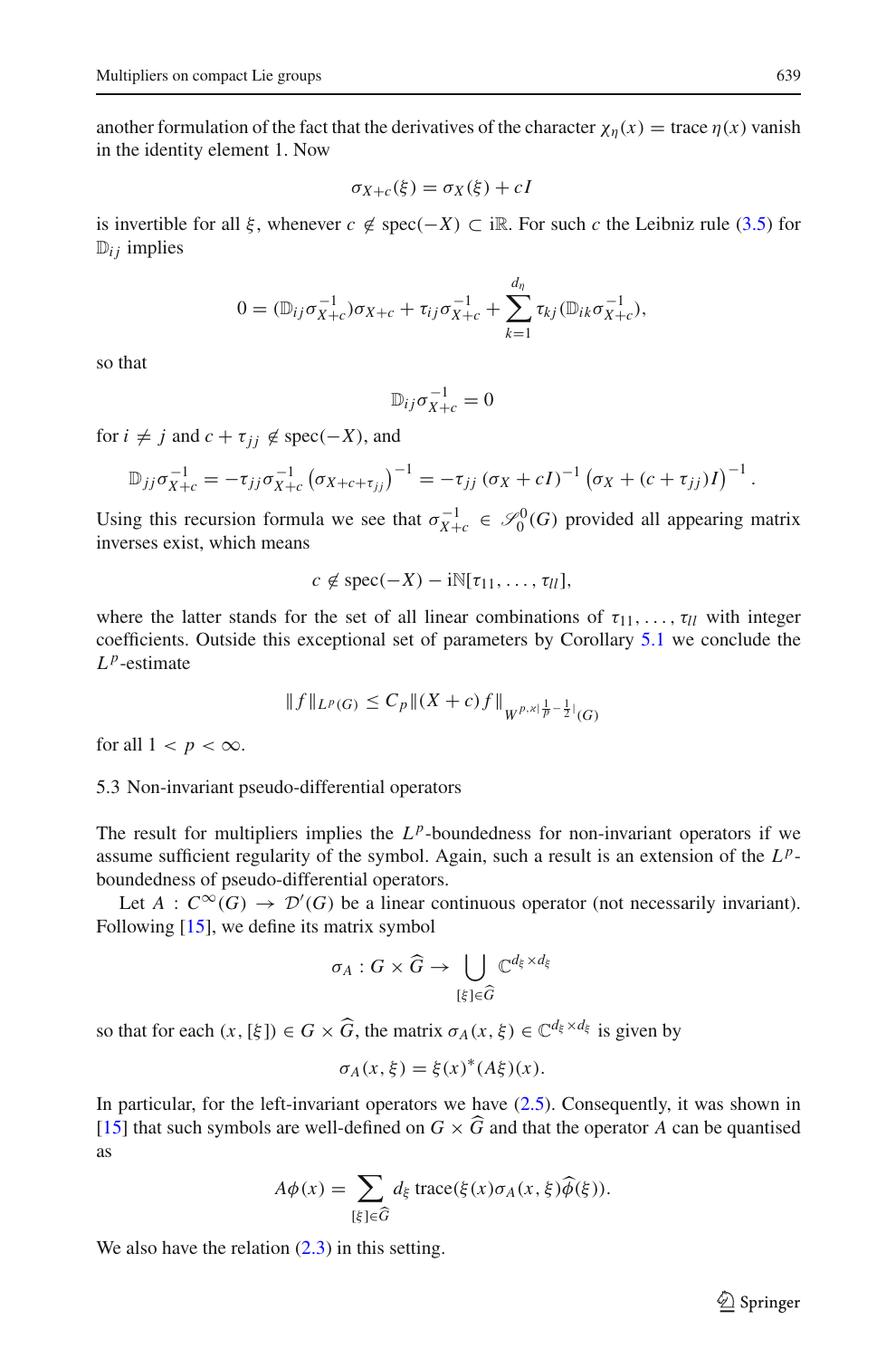another formulation of the fact that the derivatives of the character $\chi_\eta(x) = \operatorname{trace} \eta(x)$ vanish in the identity element 1. Now

$$\sigma_{X+c}(\xi) = \sigma_X(\xi) + cI$$

is invertible for all $\xi$, whenever $c \notin \operatorname{spec}(-X) \subset \mathrm{i}\mathbb{R}$. For such $c$ the Leibniz rule (3.5) for $\mathbb{D}_{ij}$ implies

$$0 = (\mathbb{D}_{ij}\sigma_{X+c}^{-1})\sigma_{X+c} + \tau_{ij}\sigma_{X+c}^{-1} + \sum_{k=1}^{d_\eta} \tau_{kj}(\mathbb{D}_{ik}\sigma_{X+c}^{-1}),$$

so that

$$\mathbb{D}_{ij}\sigma_{X+c}^{-1} = 0$$

for $i \neq j$ and $c + \tau_{jj} \notin \operatorname{spec}(-X)$, and

$$\mathbb{D}_{jj}\sigma_{X+c}^{-1} = -\tau_{jj}\sigma_{X+c}^{-1}\left(\sigma_{X+c+\tau_{jj}}\right)^{-1} = -\tau_{jj}\left(\sigma_X + cI\right)^{-1}\left(\sigma_X + (c+\tau_{jj})I\right)^{-1}.$$

Using this recursion formula we see that $\sigma_{X+c}^{-1} \in \mathscr{S}_0^0(G)$ provided all appearing matrix inverses exist, which means

$$c \notin \operatorname{spec}(-X) - \mathrm{i}\mathbb{N}[\tau_{11}, \ldots, \tau_{ll}],$$

where the latter stands for the set of all linear combinations of $\tau_{11}, \ldots, \tau_{ll}$ with integer coefficients. Outside this exceptional set of parameters by Corollary 5.1 we conclude the $L^p$-estimate

$$\|f\|_{L^p(G)} \leq C_p\|(X+c)f\|_{W^{p,\varkappa|\frac{1}{p}-\frac{1}{2}|}(G)}$$

for all $1 < p < \infty$.

### 5.3 Non-invariant pseudo-differential operators

The result for multipliers implies the $L^p$-boundedness for non-invariant operators if we assume sufficient regularity of the symbol. Again, such a result is an extension of the $L^p$-boundedness of pseudo-differential operators.

Let $A : C^\infty(G) \to \mathcal{D}'(G)$ be a linear continuous operator (not necessarily invariant). Following [15], we define its matrix symbol

$$\sigma_A : G \times \widehat{G} \to \bigcup_{[\xi]\in\widehat{G}} \mathbb{C}^{d_\xi \times d_\xi}$$

so that for each $(x, [\xi]) \in G \times \widehat{G}$, the matrix $\sigma_A(x, \xi) \in \mathbb{C}^{d_\xi \times d_\xi}$ is given by

$$\sigma_A(x, \xi) = \xi(x)^*(A\xi)(x).$$

In particular, for the left-invariant operators we have (2.5). Consequently, it was shown in [15] that such symbols are well-defined on $G \times \widehat{G}$ and that the operator $A$ can be quantised as

$$A\phi(x) = \sum_{[\xi]\in\widehat{G}} d_\xi \operatorname{trace}(\xi(x)\sigma_A(x,\xi)\widehat{\phi}(\xi)).$$

We also have the relation (2.3) in this setting.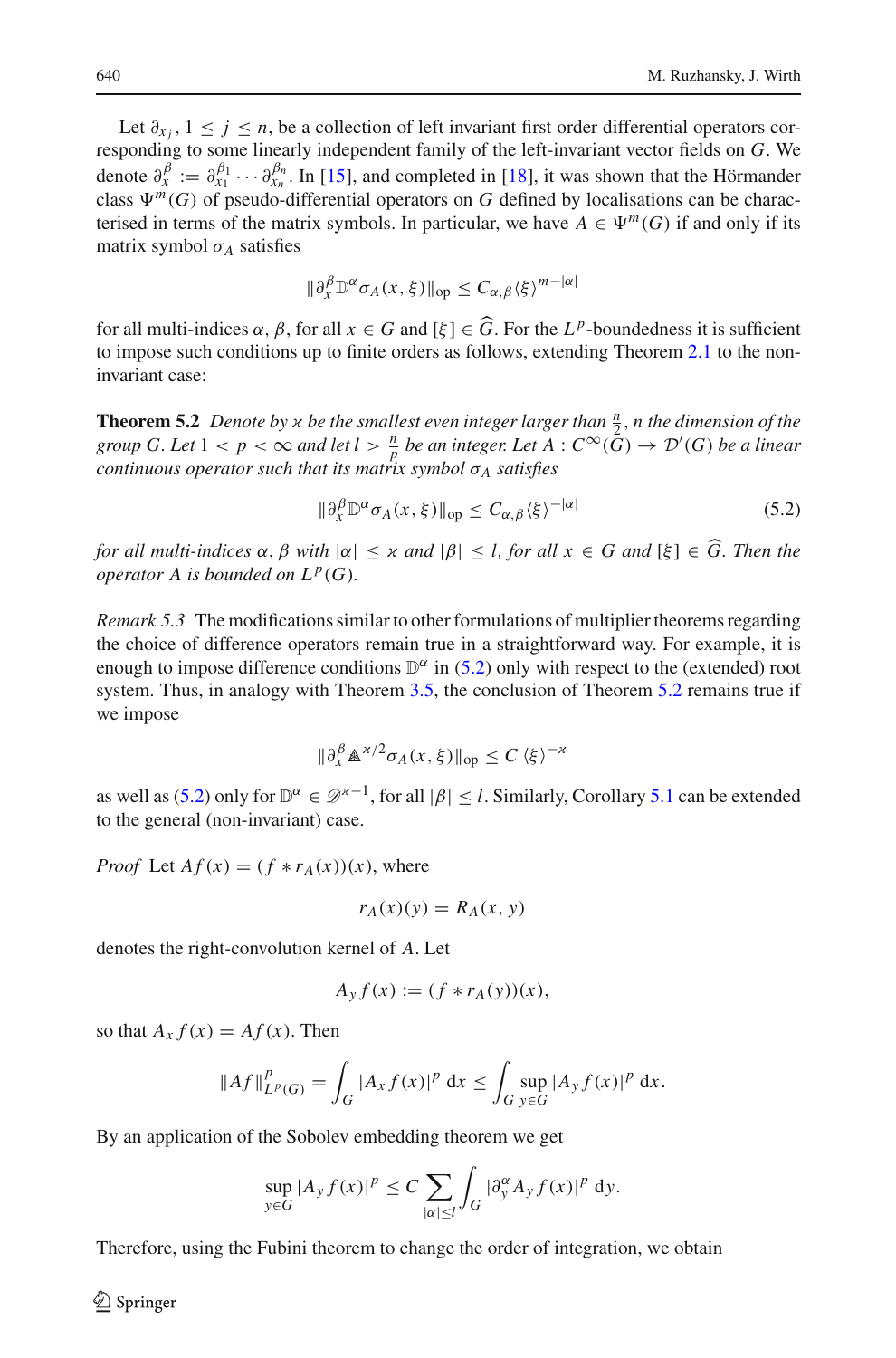Let $\partial_{x_j}$, $1 \leq j \leq n$, be a collection of left invariant first order differential operators corresponding to some linearly independent family of the left-invariant vector fields on $G$. We denote $\partial_x^\beta := \partial_{x_1}^{\beta_1} \cdots \partial_{x_n}^{\beta_n}$. In [15], and completed in [18], it was shown that the Hörmander class $\Psi^m(G)$ of pseudo-differential operators on $G$ defined by localisations can be characterised in terms of the matrix symbols. In particular, we have $A \in \Psi^m(G)$ if and only if its matrix symbol $\sigma_A$ satisfies

$$\|\partial_x^\beta \mathbb{D}^\alpha \sigma_A(x,\xi)\|_{\text{op}} \leq C_{\alpha,\beta} \langle \xi \rangle^{m-|\alpha|}$$

for all multi-indices $\alpha$, $\beta$, for all $x \in G$ and $[\xi] \in \widehat{G}$. For the $L^p$-boundedness it is sufficient to impose such conditions up to finite orders as follows, extending Theorem 2.1 to the non-invariant case:

**Theorem 5.2** *Denote by $\varkappa$ be the smallest even integer larger than $\frac{n}{2}$, $n$ the dimension of the group $G$. Let $1 < p < \infty$ and let $l > \frac{n}{p}$ be an integer. Let $A : C^\infty(G) \to \mathcal{D}'(G)$ be a linear continuous operator such that its matrix symbol $\sigma_A$ satisfies*

$$\|\partial_x^\beta \mathbb{D}^\alpha \sigma_A(x,\xi)\|_{\text{op}} \leq C_{\alpha,\beta} \langle \xi \rangle^{-|\alpha|} \tag{5.2}$$

*for all multi-indices $\alpha$, $\beta$ with $|\alpha| \leq \varkappa$ and $|\beta| \leq l$, for all $x \in G$ and $[\xi] \in \widehat{G}$. Then the operator $A$ is bounded on $L^p(G)$.*

*Remark 5.3* The modifications similar to other formulations of multiplier theorems regarding the choice of difference operators remain true in a straightforward way. For example, it is enough to impose difference conditions $\mathbb{D}^\alpha$ in (5.2) only with respect to the (extended) root system. Thus, in analogy with Theorem 3.5, the conclusion of Theorem 5.2 remains true if we impose

$$\|\partial_x^\beta \mathbb{A}^{\varkappa/2} \sigma_A(x,\xi)\|_{\text{op}} \leq C \langle \xi \rangle^{-\varkappa}$$

as well as (5.2) only for $\mathbb{D}^\alpha \in \mathscr{D}^{\varkappa-1}$, for all $|\beta| \leq l$. Similarly, Corollary 5.1 can be extended to the general (non-invariant) case.

*Proof* Let $Af(x) = (f * r_A(x))(x)$, where

$$r_A(x)(y) = R_A(x,y)$$

denotes the right-convolution kernel of $A$. Let

$$A_y f(x) := (f * r_A(y))(x),$$

so that $A_x f(x) = Af(x)$. Then

$$\|Af\|^p_{L^p(G)} = \int_G |A_x f(x)|^p \, \mathrm{d}x \leq \int_G \sup_{y \in G} |A_y f(x)|^p \, \mathrm{d}x.$$

By an application of the Sobolev embedding theorem we get

$$\sup_{y \in G} |A_y f(x)|^p \leq C \sum_{|\alpha| \leq l} \int_G |\partial_y^\alpha A_y f(x)|^p \, \mathrm{d}y.$$

Therefore, using the Fubini theorem to change the order of integration, we obtain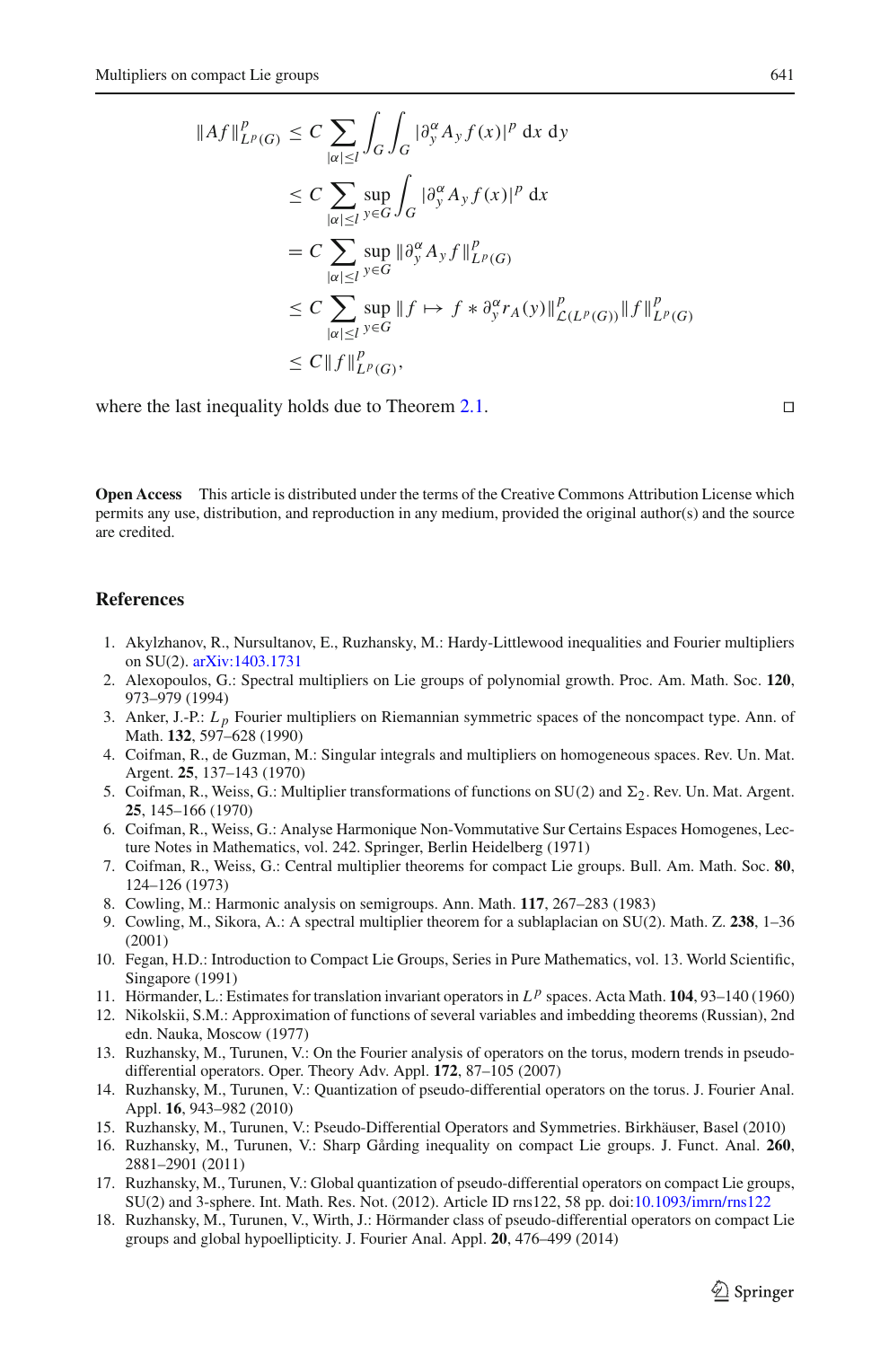$$
\begin{aligned}
\|Af\|^p_{L^p(G)} &\le C \sum_{|\alpha|\le l} \int_G \int_G |\partial_y^\alpha A_y f(x)|^p \, \mathrm{d}x \, \mathrm{d}y \\
&\le C \sum_{|\alpha|\le l} \sup_{y\in G} \int_G |\partial_y^\alpha A_y f(x)|^p \, \mathrm{d}x \\
&= C \sum_{|\alpha|\le l} \sup_{y\in G} \|\partial_y^\alpha A_y f\|^p_{L^p(G)} \\
&\le C \sum_{|\alpha|\le l} \sup_{y\in G} \|f \mapsto f * \partial_y^\alpha r_A(y)\|^p_{\mathcal{L}(L^p(G))} \|f\|^p_{L^p(G)} \\
&\le C\|f\|^p_{L^p(G)},
\end{aligned}
$$

where the last inequality holds due to Theorem 2.1. □

**Open Access** This article is distributed under the terms of the Creative Commons Attribution License which permits any use, distribution, and reproduction in any medium, provided the original author(s) and the source are credited.

## References

1. Akylzhanov, R., Nursultanov, E., Ruzhansky, M.: Hardy-Littlewood inequalities and Fourier multipliers on SU(2). arXiv:1403.1731
2. Alexopoulos, G.: Spectral multipliers on Lie groups of polynomial growth. Proc. Am. Math. Soc. **120**, 973–979 (1994)
3. Anker, J.-P.: $L_p$ Fourier multipliers on Riemannian symmetric spaces of the noncompact type. Ann. of Math. **132**, 597–628 (1990)
4. Coifman, R., de Guzman, M.: Singular integrals and multipliers on homogeneous spaces. Rev. Un. Mat. Argent. **25**, 137–143 (1970)
5. Coifman, R., Weiss, G.: Multiplier transformations of functions on SU(2) and $\Sigma_2$. Rev. Un. Mat. Argent. **25**, 145–166 (1970)
6. Coifman, R., Weiss, G.: Analyse Harmonique Non-Vommutative Sur Certains Espaces Homogenes, Lecture Notes in Mathematics, vol. 242. Springer, Berlin Heidelberg (1971)
7. Coifman, R., Weiss, G.: Central multiplier theorems for compact Lie groups. Bull. Am. Math. Soc. **80**, 124–126 (1973)
8. Cowling, M.: Harmonic analysis on semigroups. Ann. Math. **117**, 267–283 (1983)
9. Cowling, M., Sikora, A.: A spectral multiplier theorem for a sublaplacian on SU(2). Math. Z. **238**, 1–36 (2001)
10. Fegan, H.D.: Introduction to Compact Lie Groups, Series in Pure Mathematics, vol. 13. World Scientific, Singapore (1991)
11. Hörmander, L.: Estimates for translation invariant operators in $L^p$ spaces. Acta Math. **104**, 93–140 (1960)
12. Nikolskii, S.M.: Approximation of functions of several variables and imbedding theorems (Russian), 2nd edn. Nauka, Moscow (1977)
13. Ruzhansky, M., Turunen, V.: On the Fourier analysis of operators on the torus, modern trends in pseudo-differential operators. Oper. Theory Adv. Appl. **172**, 87–105 (2007)
14. Ruzhansky, M., Turunen, V.: Quantization of pseudo-differential operators on the torus. J. Fourier Anal. Appl. **16**, 943–982 (2010)
15. Ruzhansky, M., Turunen, V.: Pseudo-Differential Operators and Symmetries. Birkhäuser, Basel (2010)
16. Ruzhansky, M., Turunen, V.: Sharp Gårding inequality on compact Lie groups. J. Funct. Anal. **260**, 2881–2901 (2011)
17. Ruzhansky, M., Turunen, V.: Global quantization of pseudo-differential operators on compact Lie groups, SU(2) and 3-sphere. Int. Math. Res. Not. (2012). Article ID rns122, 58 pp. doi:10.1093/imrn/rns122
18. Ruzhansky, M., Turunen, V., Wirth, J.: Hörmander class of pseudo-differential operators on compact Lie groups and global hypoellipticity. J. Fourier Anal. Appl. **20**, 476–499 (2014)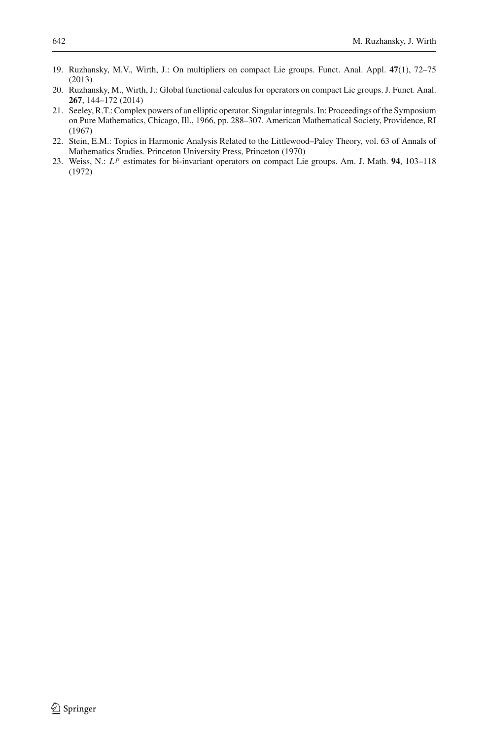19. Ruzhansky, M.V., Wirth, J.: On multipliers on compact Lie groups. Funct. Anal. Appl. **47**(1), 72–75 (2013)
20. Ruzhansky, M., Wirth, J.: Global functional calculus for operators on compact Lie groups. J. Funct. Anal. **267**, 144–172 (2014)
21. Seeley, R.T.: Complex powers of an elliptic operator. Singular integrals. In: Proceedings of the Symposium on Pure Mathematics, Chicago, Ill., 1966, pp. 288–307. American Mathematical Society, Providence, RI (1967)
22. Stein, E.M.: Topics in Harmonic Analysis Related to the Littlewood–Paley Theory, vol. 63 of Annals of Mathematics Studies. Princeton University Press, Princeton (1970)
23. Weiss, N.: $L^p$ estimates for bi-invariant operators on compact Lie groups. Am. J. Math. **94**, 103–118 (1972)